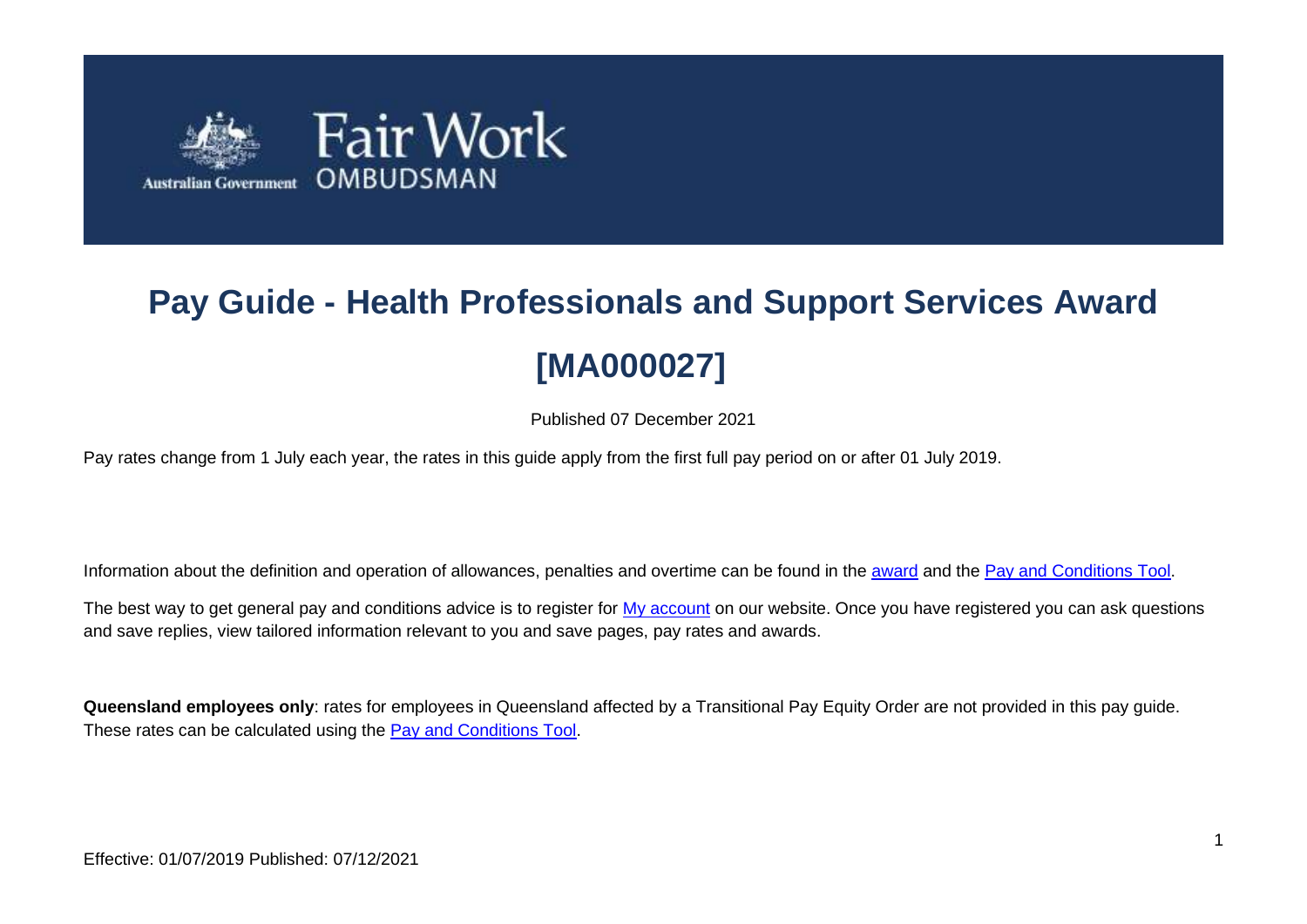# Pay Guide - Health Professionals and Support Services Award [MA000027]

Published 07 December 2021

Pay rates change from 1 July each year, the rates in this guide apply from the first full pay period on or after 01 July 2019.

Information about the definition and operation of allowances, penalties and overtime can be found in the award and the Pay and Conditions Tool.

The best way to get general pay and conditions advice is to register for My account on our website. Once you have registered you can ask questions and save replies, view tailored information relevant to you and save pages, pay rates and awards.

**Queensland employees only**: rates for employees in Queensland affected by a Transitional Pay Equity Order are not provided in this pay guide. These rates can be calculated using the Pay and Conditions Tool.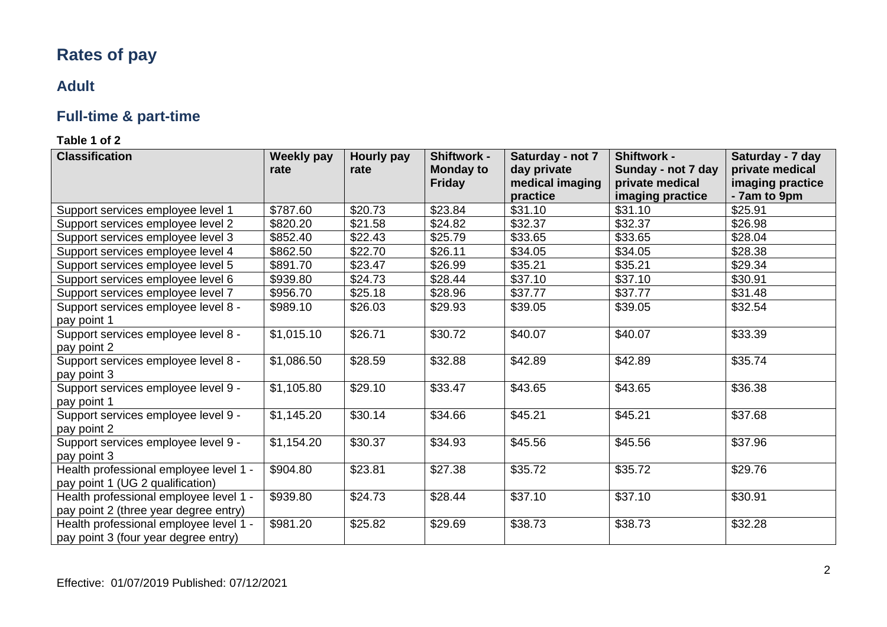# Rates of pay

## Adult

## Full-time & part-time

**Table 1 of 2**

| Classification | Weekly pay rate | Hourly pay rate | Shiftwork - Monday to Friday | Saturday - not 7 day private medical imaging practice | Shiftwork - Sunday - not 7 day private medical imaging practice | Saturday - 7 day private medical imaging practice - 7am to 9pm |
|---|---|---|---|---|---|---|
| Support services employee level 1 | $787.60 | $20.73 | $23.84 | $31.10 | $31.10 | $25.91 |
| Support services employee level 2 | $820.20 | $21.58 | $24.82 | $32.37 | $32.37 | $26.98 |
| Support services employee level 3 | $852.40 | $22.43 | $25.79 | $33.65 | $33.65 | $28.04 |
| Support services employee level 4 | $862.50 | $22.70 | $26.11 | $34.05 | $34.05 | $28.38 |
| Support services employee level 5 | $891.70 | $23.47 | $26.99 | $35.21 | $35.21 | $29.34 |
| Support services employee level 6 | $939.80 | $24.73 | $28.44 | $37.10 | $37.10 | $30.91 |
| Support services employee level 7 | $956.70 | $25.18 | $28.96 | $37.77 | $37.77 | $31.48 |
| Support services employee level 8 - pay point 1 | $989.10 | $26.03 | $29.93 | $39.05 | $39.05 | $32.54 |
| Support services employee level 8 - pay point 2 | $1,015.10 | $26.71 | $30.72 | $40.07 | $40.07 | $33.39 |
| Support services employee level 8 - pay point 3 | $1,086.50 | $28.59 | $32.88 | $42.89 | $42.89 | $35.74 |
| Support services employee level 9 - pay point 1 | $1,105.80 | $29.10 | $33.47 | $43.65 | $43.65 | $36.38 |
| Support services employee level 9 - pay point 2 | $1,145.20 | $30.14 | $34.66 | $45.21 | $45.21 | $37.68 |
| Support services employee level 9 - pay point 3 | $1,154.20 | $30.37 | $34.93 | $45.56 | $45.56 | $37.96 |
| Health professional employee level 1 - pay point 1 (UG 2 qualification) | $904.80 | $23.81 | $27.38 | $35.72 | $35.72 | $29.76 |
| Health professional employee level 1 - pay point 2 (three year degree entry) | $939.80 | $24.73 | $28.44 | $37.10 | $37.10 | $30.91 |
| Health professional employee level 1 - pay point 3 (four year degree entry) | $981.20 | $25.82 | $29.69 | $38.73 | $38.73 | $32.28 |

Effective: 01/07/2019 Published: 07/12/2021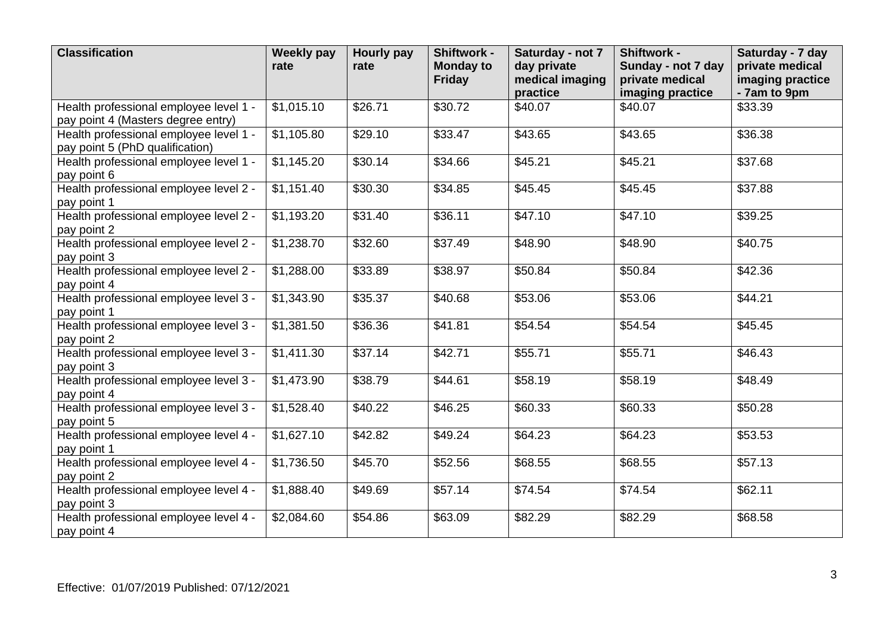| Classification | Weekly pay rate | Hourly pay rate | Shiftwork - Monday to Friday | Saturday - not 7 day private medical imaging practice | Shiftwork - Sunday - not 7 day private medical imaging practice | Saturday - 7 day private medical imaging practice - 7am to 9pm |
|---|---|---|---|---|---|---|
| Health professional employee level 1 - pay point 4 (Masters degree entry) | $1,015.10 | $26.71 | $30.72 | $40.07 | $40.07 | $33.39 |
| Health professional employee level 1 - pay point 5 (PhD qualification) | $1,105.80 | $29.10 | $33.47 | $43.65 | $43.65 | $36.38 |
| Health professional employee level 1 - pay point 6 | $1,145.20 | $30.14 | $34.66 | $45.21 | $45.21 | $37.68 |
| Health professional employee level 2 - pay point 1 | $1,151.40 | $30.30 | $34.85 | $45.45 | $45.45 | $37.88 |
| Health professional employee level 2 - pay point 2 | $1,193.20 | $31.40 | $36.11 | $47.10 | $47.10 | $39.25 |
| Health professional employee level 2 - pay point 3 | $1,238.70 | $32.60 | $37.49 | $48.90 | $48.90 | $40.75 |
| Health professional employee level 2 - pay point 4 | $1,288.00 | $33.89 | $38.97 | $50.84 | $50.84 | $42.36 |
| Health professional employee level 3 - pay point 1 | $1,343.90 | $35.37 | $40.68 | $53.06 | $53.06 | $44.21 |
| Health professional employee level 3 - pay point 2 | $1,381.50 | $36.36 | $41.81 | $54.54 | $54.54 | $45.45 |
| Health professional employee level 3 - pay point 3 | $1,411.30 | $37.14 | $42.71 | $55.71 | $55.71 | $46.43 |
| Health professional employee level 3 - pay point 4 | $1,473.90 | $38.79 | $44.61 | $58.19 | $58.19 | $48.49 |
| Health professional employee level 3 - pay point 5 | $1,528.40 | $40.22 | $46.25 | $60.33 | $60.33 | $50.28 |
| Health professional employee level 4 - pay point 1 | $1,627.10 | $42.82 | $49.24 | $64.23 | $64.23 | $53.53 |
| Health professional employee level 4 - pay point 2 | $1,736.50 | $45.70 | $52.56 | $68.55 | $68.55 | $57.13 |
| Health professional employee level 4 - pay point 3 | $1,888.40 | $49.69 | $57.14 | $74.54 | $74.54 | $62.11 |
| Health professional employee level 4 - pay point 4 | $2,084.60 | $54.86 | $63.09 | $82.29 | $82.29 | $68.58 |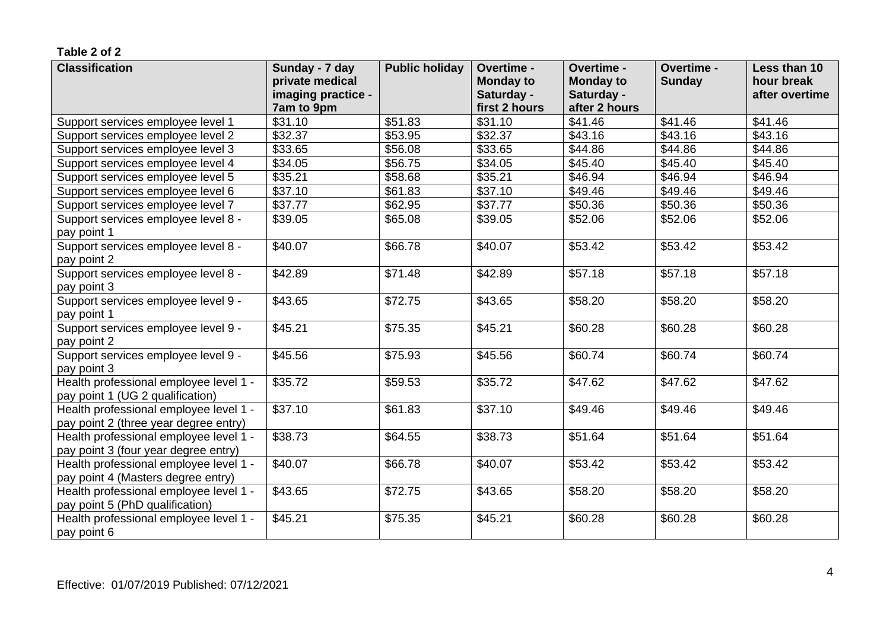**Table 2 of 2**

| Classification | Sunday - 7 day private medical imaging practice - 7am to 9pm | Public holiday | Overtime - Monday to Saturday - first 2 hours | Overtime - Monday to Saturday - after 2 hours | Overtime - Sunday | Less than 10 hour break after overtime |
|---|---|---|---|---|---|---|
| Support services employee level 1 | $31.10 | $51.83 | $31.10 | $41.46 | $41.46 | $41.46 |
| Support services employee level 2 | $32.37 | $53.95 | $32.37 | $43.16 | $43.16 | $43.16 |
| Support services employee level 3 | $33.65 | $56.08 | $33.65 | $44.86 | $44.86 | $44.86 |
| Support services employee level 4 | $34.05 | $56.75 | $34.05 | $45.40 | $45.40 | $45.40 |
| Support services employee level 5 | $35.21 | $58.68 | $35.21 | $46.94 | $46.94 | $46.94 |
| Support services employee level 6 | $37.10 | $61.83 | $37.10 | $49.46 | $49.46 | $49.46 |
| Support services employee level 7 | $37.77 | $62.95 | $37.77 | $50.36 | $50.36 | $50.36 |
| Support services employee level 8 - pay point 1 | $39.05 | $65.08 | $39.05 | $52.06 | $52.06 | $52.06 |
| Support services employee level 8 - pay point 2 | $40.07 | $66.78 | $40.07 | $53.42 | $53.42 | $53.42 |
| Support services employee level 8 - pay point 3 | $42.89 | $71.48 | $42.89 | $57.18 | $57.18 | $57.18 |
| Support services employee level 9 - pay point 1 | $43.65 | $72.75 | $43.65 | $58.20 | $58.20 | $58.20 |
| Support services employee level 9 - pay point 2 | $45.21 | $75.35 | $45.21 | $60.28 | $60.28 | $60.28 |
| Support services employee level 9 - pay point 3 | $45.56 | $75.93 | $45.56 | $60.74 | $60.74 | $60.74 |
| Health professional employee level 1 - pay point 1 (UG 2 qualification) | $35.72 | $59.53 | $35.72 | $47.62 | $47.62 | $47.62 |
| Health professional employee level 1 - pay point 2 (three year degree entry) | $37.10 | $61.83 | $37.10 | $49.46 | $49.46 | $49.46 |
| Health professional employee level 1 - pay point 3 (four year degree entry) | $38.73 | $64.55 | $38.73 | $51.64 | $51.64 | $51.64 |
| Health professional employee level 1 - pay point 4 (Masters degree entry) | $40.07 | $66.78 | $40.07 | $53.42 | $53.42 | $53.42 |
| Health professional employee level 1 - pay point 5 (PhD qualification) | $43.65 | $72.75 | $43.65 | $58.20 | $58.20 | $58.20 |
| Health professional employee level 1 - pay point 6 | $45.21 | $75.35 | $45.21 | $60.28 | $60.28 | $60.28 |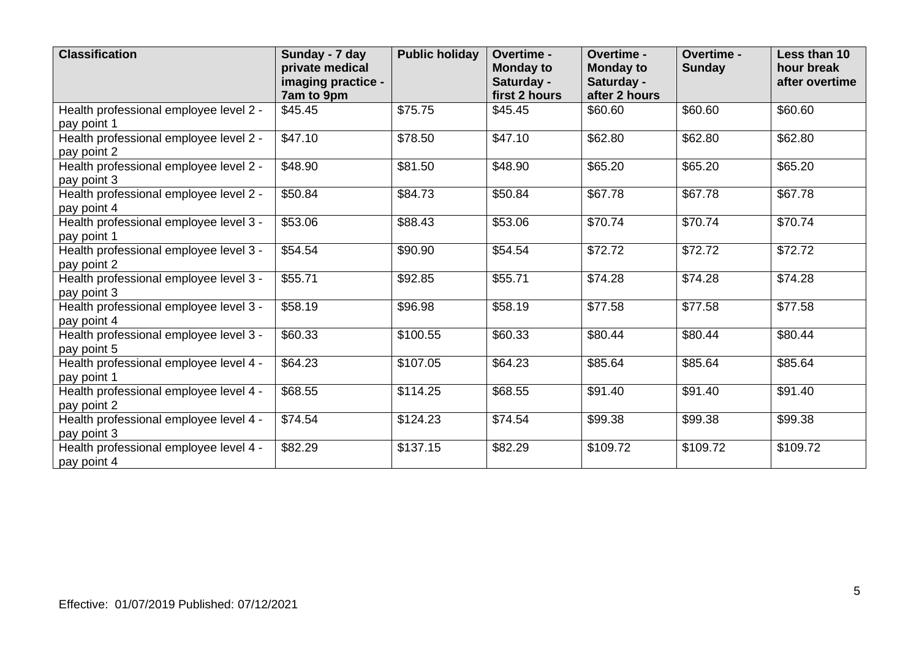| Classification | Sunday - 7 day private medical imaging practice - 7am to 9pm | Public holiday | Overtime - Monday to Saturday - first 2 hours | Overtime - Monday to Saturday - after 2 hours | Overtime - Sunday | Less than 10 hour break after overtime |
|---|---|---|---|---|---|---|
| Health professional employee level 2 - pay point 1 | $45.45 | $75.75 | $45.45 | $60.60 | $60.60 | $60.60 |
| Health professional employee level 2 - pay point 2 | $47.10 | $78.50 | $47.10 | $62.80 | $62.80 | $62.80 |
| Health professional employee level 2 - pay point 3 | $48.90 | $81.50 | $48.90 | $65.20 | $65.20 | $65.20 |
| Health professional employee level 2 - pay point 4 | $50.84 | $84.73 | $50.84 | $67.78 | $67.78 | $67.78 |
| Health professional employee level 3 - pay point 1 | $53.06 | $88.43 | $53.06 | $70.74 | $70.74 | $70.74 |
| Health professional employee level 3 - pay point 2 | $54.54 | $90.90 | $54.54 | $72.72 | $72.72 | $72.72 |
| Health professional employee level 3 - pay point 3 | $55.71 | $92.85 | $55.71 | $74.28 | $74.28 | $74.28 |
| Health professional employee level 3 - pay point 4 | $58.19 | $96.98 | $58.19 | $77.58 | $77.58 | $77.58 |
| Health professional employee level 3 - pay point 5 | $60.33 | $100.55 | $60.33 | $80.44 | $80.44 | $80.44 |
| Health professional employee level 4 - pay point 1 | $64.23 | $107.05 | $64.23 | $85.64 | $85.64 | $85.64 |
| Health professional employee level 4 - pay point 2 | $68.55 | $114.25 | $68.55 | $91.40 | $91.40 | $91.40 |
| Health professional employee level 4 - pay point 3 | $74.54 | $124.23 | $74.54 | $99.38 | $99.38 | $99.38 |
| Health professional employee level 4 - pay point 4 | $82.29 | $137.15 | $82.29 | $109.72 | $109.72 | $109.72 |

Effective: 01/07/2019 Published: 07/12/2021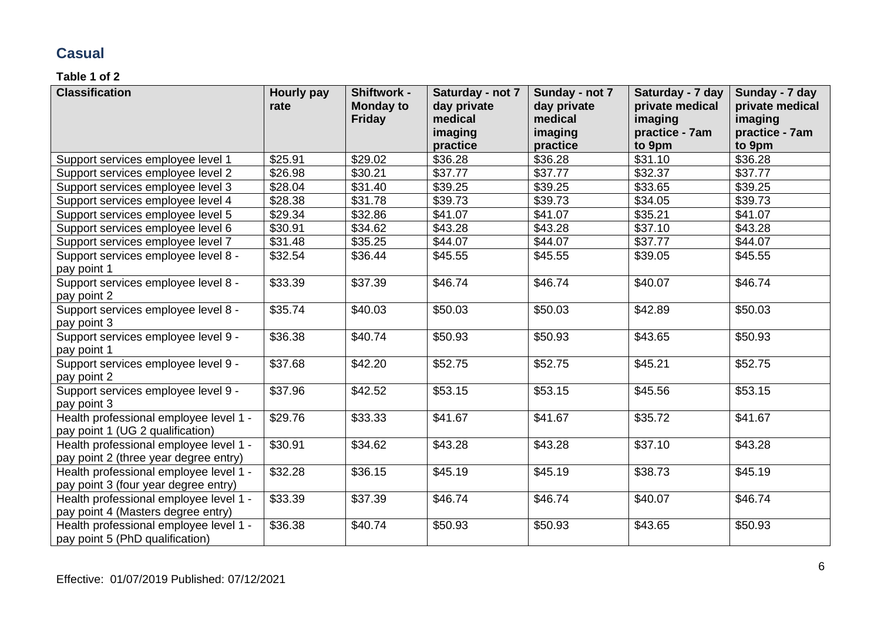## Casual

**Table 1 of 2**

| Classification | Hourly pay rate | Shiftwork - Monday to Friday | Saturday - not 7 day private medical imaging practice | Sunday - not 7 day private medical imaging practice | Saturday - 7 day private medical imaging practice - 7am to 9pm | Sunday - 7 day private medical imaging practice - 7am to 9pm |
|---|---|---|---|---|---|---|
| Support services employee level 1 | $25.91 | $29.02 | $36.28 | $36.28 | $31.10 | $36.28 |
| Support services employee level 2 | $26.98 | $30.21 | $37.77 | $37.77 | $32.37 | $37.77 |
| Support services employee level 3 | $28.04 | $31.40 | $39.25 | $39.25 | $33.65 | $39.25 |
| Support services employee level 4 | $28.38 | $31.78 | $39.73 | $39.73 | $34.05 | $39.73 |
| Support services employee level 5 | $29.34 | $32.86 | $41.07 | $41.07 | $35.21 | $41.07 |
| Support services employee level 6 | $30.91 | $34.62 | $43.28 | $43.28 | $37.10 | $43.28 |
| Support services employee level 7 | $31.48 | $35.25 | $44.07 | $44.07 | $37.77 | $44.07 |
| Support services employee level 8 - pay point 1 | $32.54 | $36.44 | $45.55 | $45.55 | $39.05 | $45.55 |
| Support services employee level 8 - pay point 2 | $33.39 | $37.39 | $46.74 | $46.74 | $40.07 | $46.74 |
| Support services employee level 8 - pay point 3 | $35.74 | $40.03 | $50.03 | $50.03 | $42.89 | $50.03 |
| Support services employee level 9 - pay point 1 | $36.38 | $40.74 | $50.93 | $50.93 | $43.65 | $50.93 |
| Support services employee level 9 - pay point 2 | $37.68 | $42.20 | $52.75 | $52.75 | $45.21 | $52.75 |
| Support services employee level 9 - pay point 3 | $37.96 | $42.52 | $53.15 | $53.15 | $45.56 | $53.15 |
| Health professional employee level 1 - pay point 1 (UG 2 qualification) | $29.76 | $33.33 | $41.67 | $41.67 | $35.72 | $41.67 |
| Health professional employee level 1 - pay point 2 (three year degree entry) | $30.91 | $34.62 | $43.28 | $43.28 | $37.10 | $43.28 |
| Health professional employee level 1 - pay point 3 (four year degree entry) | $32.28 | $36.15 | $45.19 | $45.19 | $38.73 | $45.19 |
| Health professional employee level 1 - pay point 4 (Masters degree entry) | $33.39 | $37.39 | $46.74 | $46.74 | $40.07 | $46.74 |
| Health professional employee level 1 - pay point 5 (PhD qualification) | $36.38 | $40.74 | $50.93 | $50.93 | $43.65 | $50.93 |

Effective: 01/07/2019 Published: 07/12/2021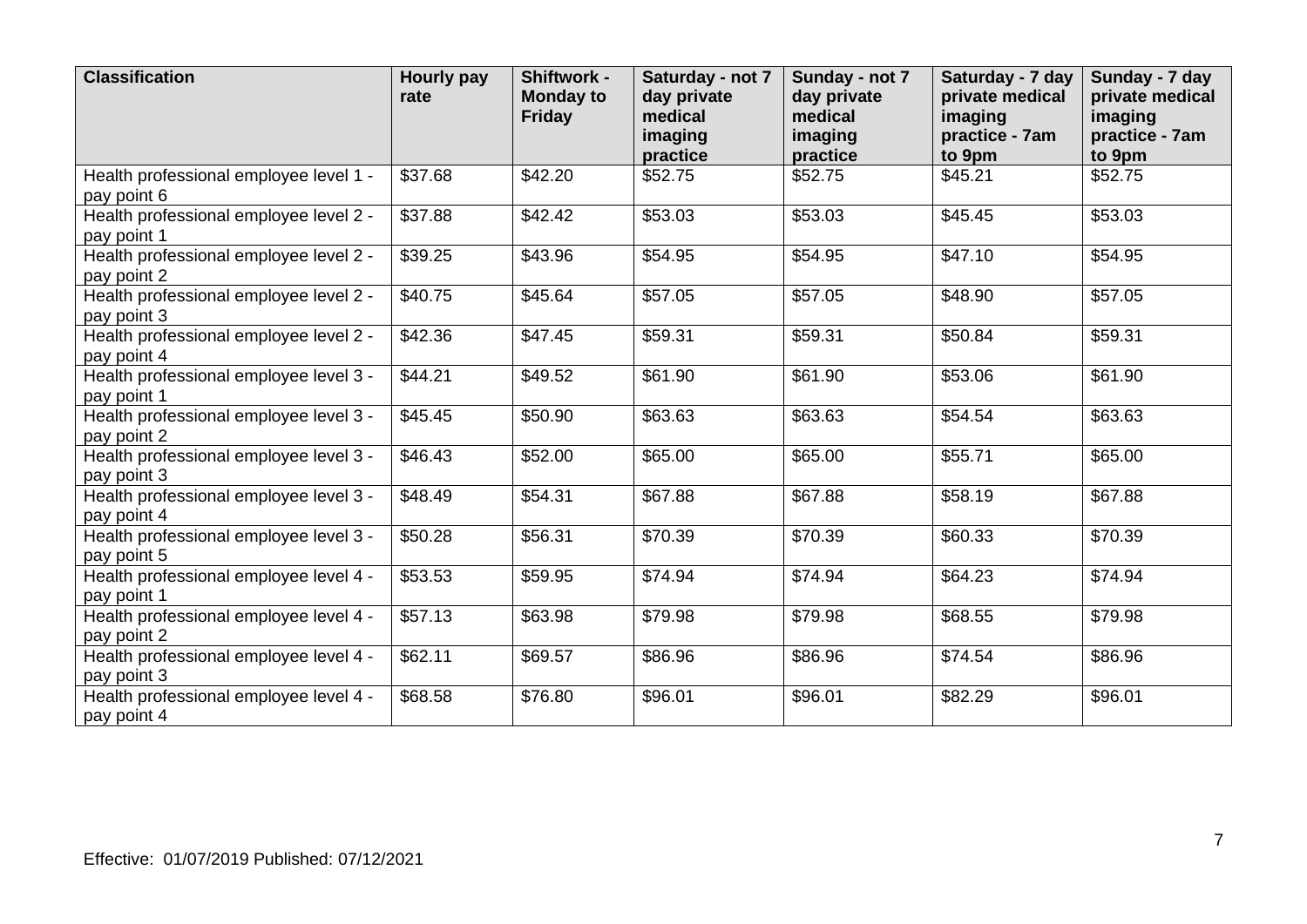| Classification | Hourly pay rate | Shiftwork - Monday to Friday | Saturday - not 7 day private medical imaging practice | Sunday - not 7 day private medical imaging practice | Saturday - 7 day private medical imaging practice - 7am to 9pm | Sunday - 7 day private medical imaging practice - 7am to 9pm |
|---|---|---|---|---|---|---|
| Health professional employee level 1 - pay point 6 | $37.68 | $42.20 | $52.75 | $52.75 | $45.21 | $52.75 |
| Health professional employee level 2 - pay point 1 | $37.88 | $42.42 | $53.03 | $53.03 | $45.45 | $53.03 |
| Health professional employee level 2 - pay point 2 | $39.25 | $43.96 | $54.95 | $54.95 | $47.10 | $54.95 |
| Health professional employee level 2 - pay point 3 | $40.75 | $45.64 | $57.05 | $57.05 | $48.90 | $57.05 |
| Health professional employee level 2 - pay point 4 | $42.36 | $47.45 | $59.31 | $59.31 | $50.84 | $59.31 |
| Health professional employee level 3 - pay point 1 | $44.21 | $49.52 | $61.90 | $61.90 | $53.06 | $61.90 |
| Health professional employee level 3 - pay point 2 | $45.45 | $50.90 | $63.63 | $63.63 | $54.54 | $63.63 |
| Health professional employee level 3 - pay point 3 | $46.43 | $52.00 | $65.00 | $65.00 | $55.71 | $65.00 |
| Health professional employee level 3 - pay point 4 | $48.49 | $54.31 | $67.88 | $67.88 | $58.19 | $67.88 |
| Health professional employee level 3 - pay point 5 | $50.28 | $56.31 | $70.39 | $70.39 | $60.33 | $70.39 |
| Health professional employee level 4 - pay point 1 | $53.53 | $59.95 | $74.94 | $74.94 | $64.23 | $74.94 |
| Health professional employee level 4 - pay point 2 | $57.13 | $63.98 | $79.98 | $79.98 | $68.55 | $79.98 |
| Health professional employee level 4 - pay point 3 | $62.11 | $69.57 | $86.96 | $86.96 | $74.54 | $86.96 |
| Health professional employee level 4 - pay point 4 | $68.58 | $76.80 | $96.01 | $96.01 | $82.29 | $96.01 |

Effective: 01/07/2019 Published: 07/12/2021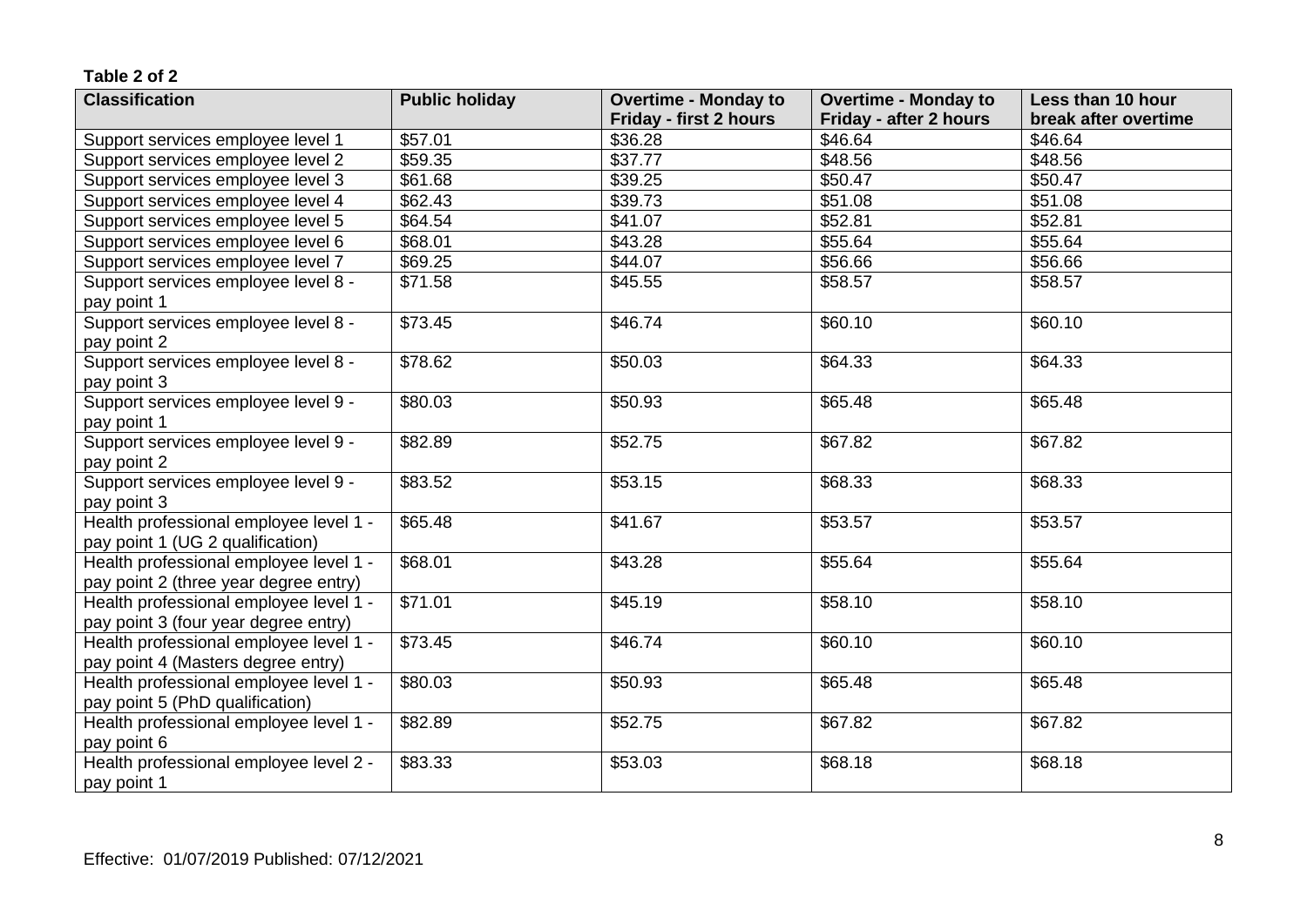**Table 2 of 2**

| Classification | Public holiday | Overtime - Monday to Friday - first 2 hours | Overtime - Monday to Friday - after 2 hours | Less than 10 hour break after overtime |
| --- | --- | --- | --- | --- |
| Support services employee level 1 | $57.01 | $36.28 | $46.64 | $46.64 |
| Support services employee level 2 | $59.35 | $37.77 | $48.56 | $48.56 |
| Support services employee level 3 | $61.68 | $39.25 | $50.47 | $50.47 |
| Support services employee level 4 | $62.43 | $39.73 | $51.08 | $51.08 |
| Support services employee level 5 | $64.54 | $41.07 | $52.81 | $52.81 |
| Support services employee level 6 | $68.01 | $43.28 | $55.64 | $55.64 |
| Support services employee level 7 | $69.25 | $44.07 | $56.66 | $56.66 |
| Support services employee level 8 - pay point 1 | $71.58 | $45.55 | $58.57 | $58.57 |
| Support services employee level 8 - pay point 2 | $73.45 | $46.74 | $60.10 | $60.10 |
| Support services employee level 8 - pay point 3 | $78.62 | $50.03 | $64.33 | $64.33 |
| Support services employee level 9 - pay point 1 | $80.03 | $50.93 | $65.48 | $65.48 |
| Support services employee level 9 - pay point 2 | $82.89 | $52.75 | $67.82 | $67.82 |
| Support services employee level 9 - pay point 3 | $83.52 | $53.15 | $68.33 | $68.33 |
| Health professional employee level 1 - pay point 1 (UG 2 qualification) | $65.48 | $41.67 | $53.57 | $53.57 |
| Health professional employee level 1 - pay point 2 (three year degree entry) | $68.01 | $43.28 | $55.64 | $55.64 |
| Health professional employee level 1 - pay point 3 (four year degree entry) | $71.01 | $45.19 | $58.10 | $58.10 |
| Health professional employee level 1 - pay point 4 (Masters degree entry) | $73.45 | $46.74 | $60.10 | $60.10 |
| Health professional employee level 1 - pay point 5 (PhD qualification) | $80.03 | $50.93 | $65.48 | $65.48 |
| Health professional employee level 1 - pay point 6 | $82.89 | $52.75 | $67.82 | $67.82 |
| Health professional employee level 2 - pay point 1 | $83.33 | $53.03 | $68.18 | $68.18 |

Effective: 01/07/2019 Published: 07/12/2021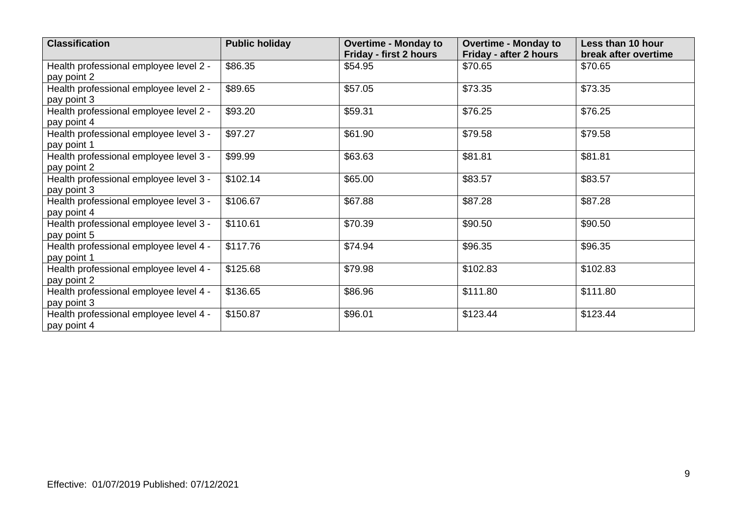| Classification | Public holiday | Overtime - Monday to Friday - first 2 hours | Overtime - Monday to Friday - after 2 hours | Less than 10 hour break after overtime |
|---|---|---|---|---|
| Health professional employee level 2 - pay point 2 | $86.35 | $54.95 | $70.65 | $70.65 |
| Health professional employee level 2 - pay point 3 | $89.65 | $57.05 | $73.35 | $73.35 |
| Health professional employee level 2 - pay point 4 | $93.20 | $59.31 | $76.25 | $76.25 |
| Health professional employee level 3 - pay point 1 | $97.27 | $61.90 | $79.58 | $79.58 |
| Health professional employee level 3 - pay point 2 | $99.99 | $63.63 | $81.81 | $81.81 |
| Health professional employee level 3 - pay point 3 | $102.14 | $65.00 | $83.57 | $83.57 |
| Health professional employee level 3 - pay point 4 | $106.67 | $67.88 | $87.28 | $87.28 |
| Health professional employee level 3 - pay point 5 | $110.61 | $70.39 | $90.50 | $90.50 |
| Health professional employee level 4 - pay point 1 | $117.76 | $74.94 | $96.35 | $96.35 |
| Health professional employee level 4 - pay point 2 | $125.68 | $79.98 | $102.83 | $102.83 |
| Health professional employee level 4 - pay point 3 | $136.65 | $86.96 | $111.80 | $111.80 |
| Health professional employee level 4 - pay point 4 | $150.87 | $96.01 | $123.44 | $123.44 |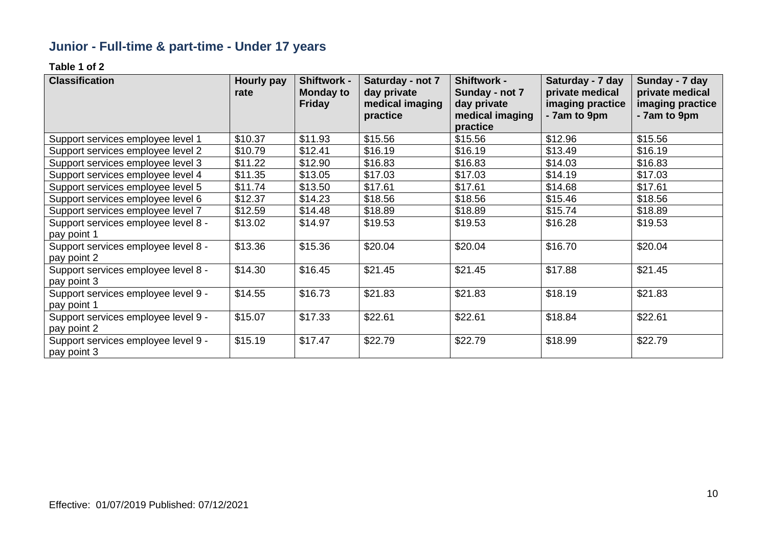## Junior - Full-time & part-time - Under 17 years

**Table 1 of 2**

| Classification | Hourly pay rate | Shiftwork - Monday to Friday | Saturday - not 7 day private medical imaging practice | Shiftwork - Sunday - not 7 day private medical imaging practice | Saturday - 7 day private medical imaging practice - 7am to 9pm | Sunday - 7 day private medical imaging practice - 7am to 9pm |
|---|---|---|---|---|---|---|
| Support services employee level 1 | $10.37 | $11.93 | $15.56 | $15.56 | $12.96 | $15.56 |
| Support services employee level 2 | $10.79 | $12.41 | $16.19 | $16.19 | $13.49 | $16.19 |
| Support services employee level 3 | $11.22 | $12.90 | $16.83 | $16.83 | $14.03 | $16.83 |
| Support services employee level 4 | $11.35 | $13.05 | $17.03 | $17.03 | $14.19 | $17.03 |
| Support services employee level 5 | $11.74 | $13.50 | $17.61 | $17.61 | $14.68 | $17.61 |
| Support services employee level 6 | $12.37 | $14.23 | $18.56 | $18.56 | $15.46 | $18.56 |
| Support services employee level 7 | $12.59 | $14.48 | $18.89 | $18.89 | $15.74 | $18.89 |
| Support services employee level 8 - pay point 1 | $13.02 | $14.97 | $19.53 | $19.53 | $16.28 | $19.53 |
| Support services employee level 8 - pay point 2 | $13.36 | $15.36 | $20.04 | $20.04 | $16.70 | $20.04 |
| Support services employee level 8 - pay point 3 | $14.30 | $16.45 | $21.45 | $21.45 | $17.88 | $21.45 |
| Support services employee level 9 - pay point 1 | $14.55 | $16.73 | $21.83 | $21.83 | $18.19 | $21.83 |
| Support services employee level 9 - pay point 2 | $15.07 | $17.33 | $22.61 | $22.61 | $18.84 | $22.61 |
| Support services employee level 9 - pay point 3 | $15.19 | $17.47 | $22.79 | $22.79 | $18.99 | $22.79 |

Effective: 01/07/2019 Published: 07/12/2021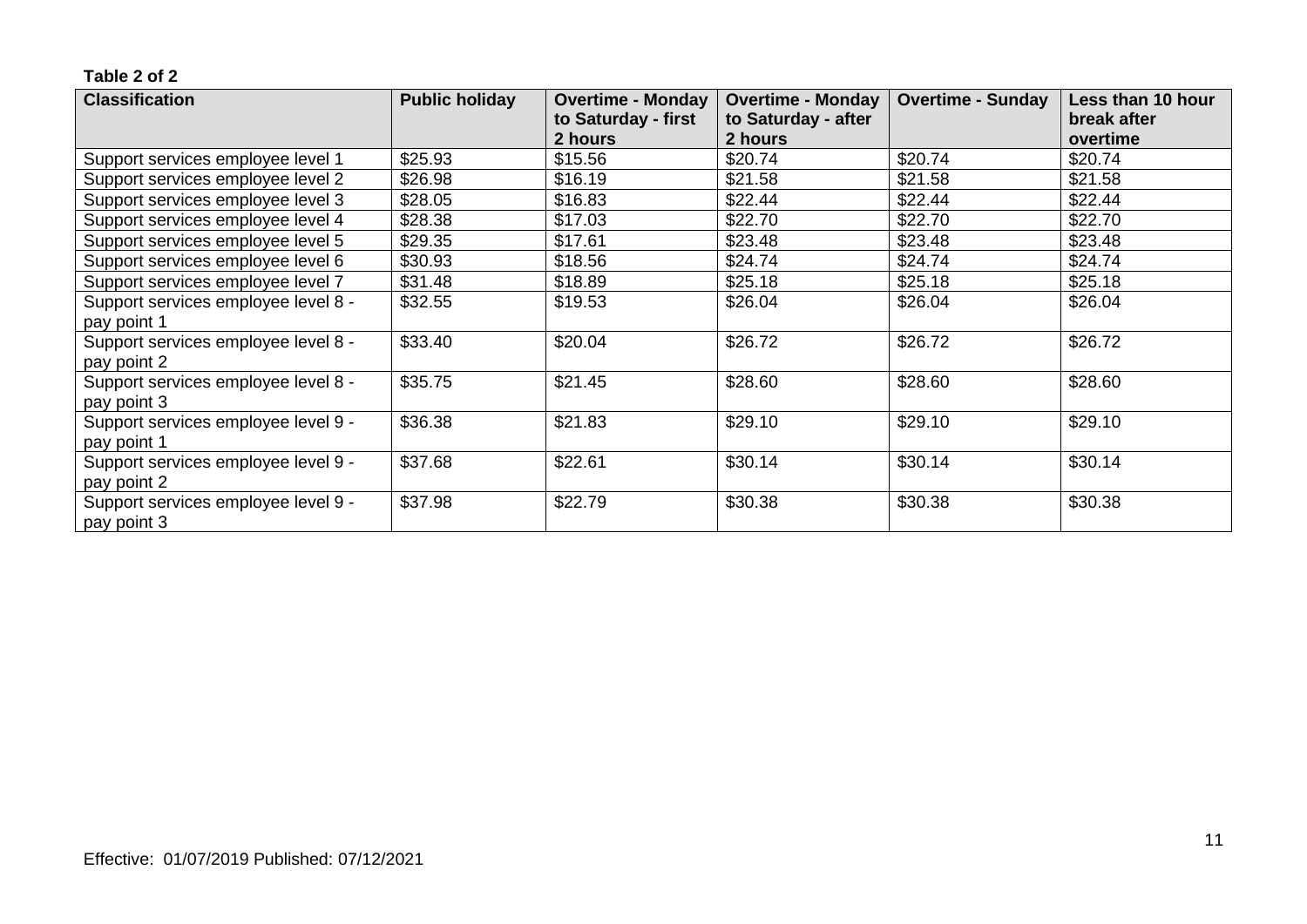**Table 2 of 2**

| Classification | Public holiday | Overtime - Monday to Saturday - first 2 hours | Overtime - Monday to Saturday - after 2 hours | Overtime - Sunday | Less than 10 hour break after overtime |
|---|---|---|---|---|---|
| Support services employee level 1 | $25.93 | $15.56 | $20.74 | $20.74 | $20.74 |
| Support services employee level 2 | $26.98 | $16.19 | $21.58 | $21.58 | $21.58 |
| Support services employee level 3 | $28.05 | $16.83 | $22.44 | $22.44 | $22.44 |
| Support services employee level 4 | $28.38 | $17.03 | $22.70 | $22.70 | $22.70 |
| Support services employee level 5 | $29.35 | $17.61 | $23.48 | $23.48 | $23.48 |
| Support services employee level 6 | $30.93 | $18.56 | $24.74 | $24.74 | $24.74 |
| Support services employee level 7 | $31.48 | $18.89 | $25.18 | $25.18 | $25.18 |
| Support services employee level 8 - pay point 1 | $32.55 | $19.53 | $26.04 | $26.04 | $26.04 |
| Support services employee level 8 - pay point 2 | $33.40 | $20.04 | $26.72 | $26.72 | $26.72 |
| Support services employee level 8 - pay point 3 | $35.75 | $21.45 | $28.60 | $28.60 | $28.60 |
| Support services employee level 9 - pay point 1 | $36.38 | $21.83 | $29.10 | $29.10 | $29.10 |
| Support services employee level 9 - pay point 2 | $37.68 | $22.61 | $30.14 | $30.14 | $30.14 |
| Support services employee level 9 - pay point 3 | $37.98 | $22.79 | $30.38 | $30.38 | $30.38 |

Effective: 01/07/2019 Published: 07/12/2021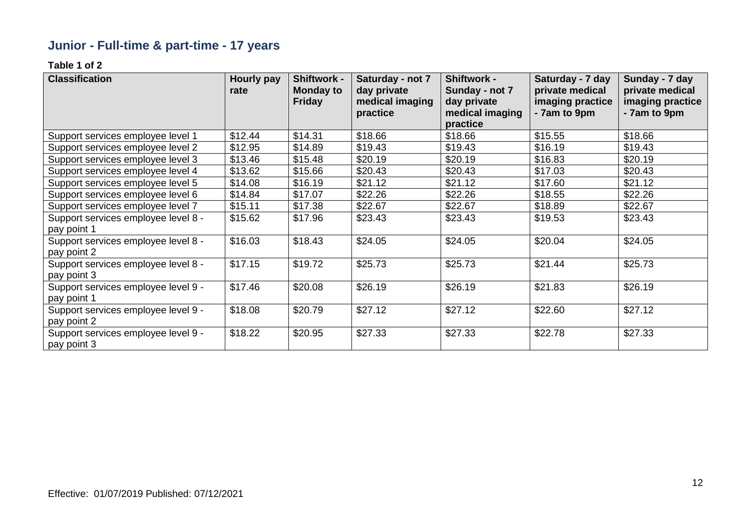## Junior - Full-time & part-time - 17 years

**Table 1 of 2**

| Classification | Hourly pay rate | Shiftwork - Monday to Friday | Saturday - not 7 day private medical imaging practice | Shiftwork - Sunday - not 7 day private medical imaging practice | Saturday - 7 day private medical imaging practice - 7am to 9pm | Sunday - 7 day private medical imaging practice - 7am to 9pm |
|---|---|---|---|---|---|---|
| Support services employee level 1 | $12.44 | $14.31 | $18.66 | $18.66 | $15.55 | $18.66 |
| Support services employee level 2 | $12.95 | $14.89 | $19.43 | $19.43 | $16.19 | $19.43 |
| Support services employee level 3 | $13.46 | $15.48 | $20.19 | $20.19 | $16.83 | $20.19 |
| Support services employee level 4 | $13.62 | $15.66 | $20.43 | $20.43 | $17.03 | $20.43 |
| Support services employee level 5 | $14.08 | $16.19 | $21.12 | $21.12 | $17.60 | $21.12 |
| Support services employee level 6 | $14.84 | $17.07 | $22.26 | $22.26 | $18.55 | $22.26 |
| Support services employee level 7 | $15.11 | $17.38 | $22.67 | $22.67 | $18.89 | $22.67 |
| Support services employee level 8 - pay point 1 | $15.62 | $17.96 | $23.43 | $23.43 | $19.53 | $23.43 |
| Support services employee level 8 - pay point 2 | $16.03 | $18.43 | $24.05 | $24.05 | $20.04 | $24.05 |
| Support services employee level 8 - pay point 3 | $17.15 | $19.72 | $25.73 | $25.73 | $21.44 | $25.73 |
| Support services employee level 9 - pay point 1 | $17.46 | $20.08 | $26.19 | $26.19 | $21.83 | $26.19 |
| Support services employee level 9 - pay point 2 | $18.08 | $20.79 | $27.12 | $27.12 | $22.60 | $27.12 |
| Support services employee level 9 - pay point 3 | $18.22 | $20.95 | $27.33 | $27.33 | $22.78 | $27.33 |

Effective: 01/07/2019 Published: 07/12/2021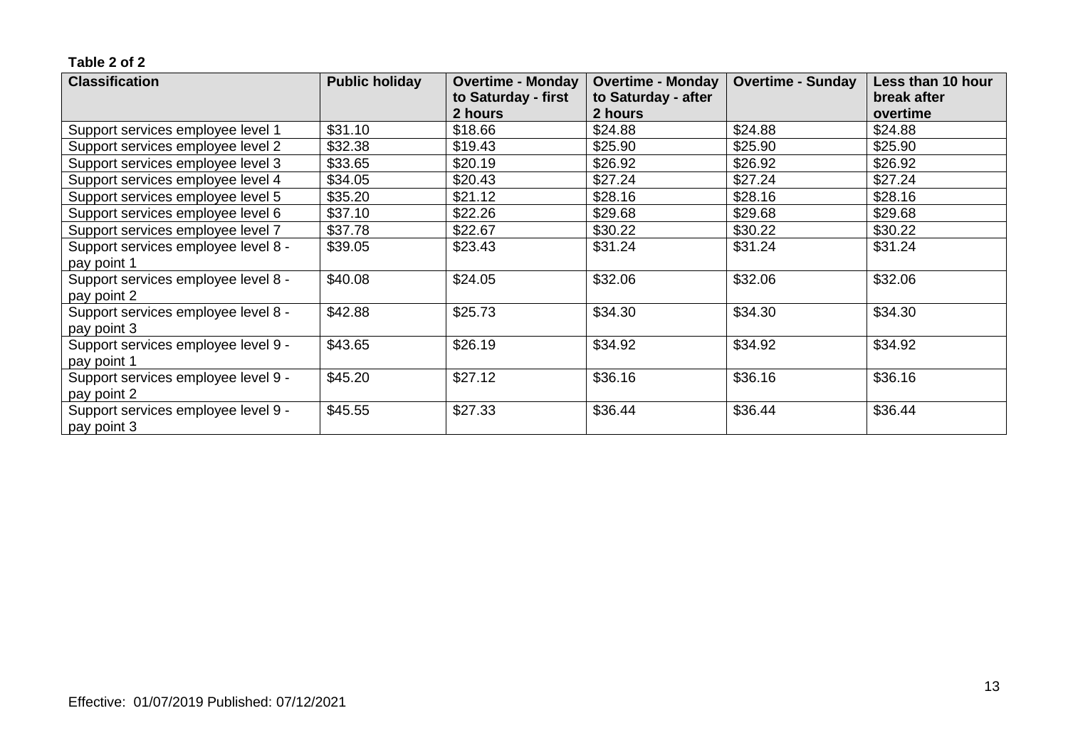**Table 2 of 2**

| Classification | Public holiday | Overtime - Monday to Saturday - first 2 hours | Overtime - Monday to Saturday - after 2 hours | Overtime - Sunday | Less than 10 hour break after overtime |
|---|---|---|---|---|---|
| Support services employee level 1 | $31.10 | $18.66 | $24.88 | $24.88 | $24.88 |
| Support services employee level 2 | $32.38 | $19.43 | $25.90 | $25.90 | $25.90 |
| Support services employee level 3 | $33.65 | $20.19 | $26.92 | $26.92 | $26.92 |
| Support services employee level 4 | $34.05 | $20.43 | $27.24 | $27.24 | $27.24 |
| Support services employee level 5 | $35.20 | $21.12 | $28.16 | $28.16 | $28.16 |
| Support services employee level 6 | $37.10 | $22.26 | $29.68 | $29.68 | $29.68 |
| Support services employee level 7 | $37.78 | $22.67 | $30.22 | $30.22 | $30.22 |
| Support services employee level 8 - pay point 1 | $39.05 | $23.43 | $31.24 | $31.24 | $31.24 |
| Support services employee level 8 - pay point 2 | $40.08 | $24.05 | $32.06 | $32.06 | $32.06 |
| Support services employee level 8 - pay point 3 | $42.88 | $25.73 | $34.30 | $34.30 | $34.30 |
| Support services employee level 9 - pay point 1 | $43.65 | $26.19 | $34.92 | $34.92 | $34.92 |
| Support services employee level 9 - pay point 2 | $45.20 | $27.12 | $36.16 | $36.16 | $36.16 |
| Support services employee level 9 - pay point 3 | $45.55 | $27.33 | $36.44 | $36.44 | $36.44 |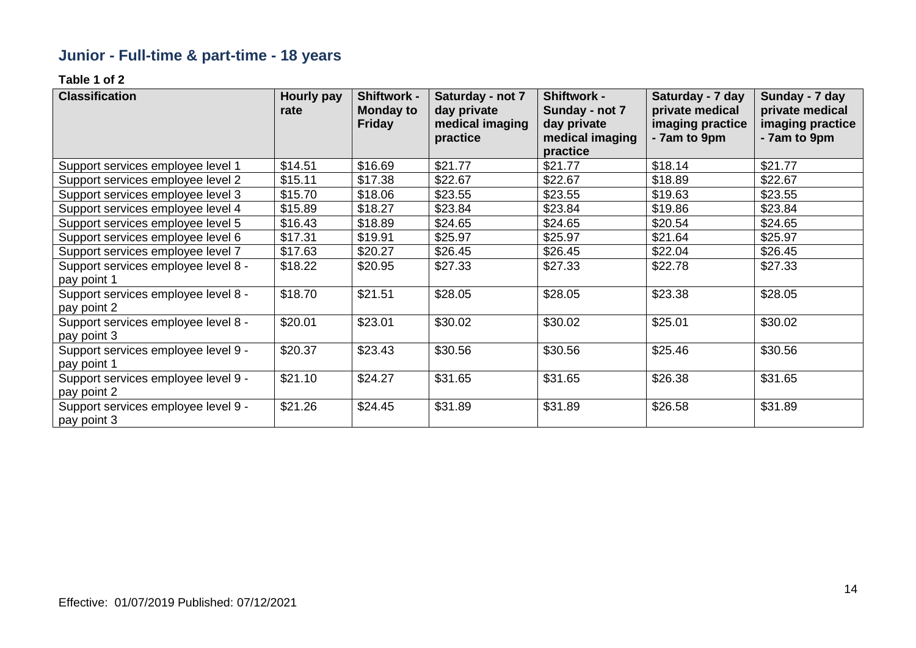## Junior - Full-time & part-time - 18 years

**Table 1 of 2**

| Classification | Hourly pay rate | Shiftwork - Monday to Friday | Saturday - not 7 day private medical imaging practice | Shiftwork - Sunday - not 7 day private medical imaging practice | Saturday - 7 day private medical imaging practice - 7am to 9pm | Sunday - 7 day private medical imaging practice - 7am to 9pm |
|---|---|---|---|---|---|---|
| Support services employee level 1 | $14.51 | $16.69 | $21.77 | $21.77 | $18.14 | $21.77 |
| Support services employee level 2 | $15.11 | $17.38 | $22.67 | $22.67 | $18.89 | $22.67 |
| Support services employee level 3 | $15.70 | $18.06 | $23.55 | $23.55 | $19.63 | $23.55 |
| Support services employee level 4 | $15.89 | $18.27 | $23.84 | $23.84 | $19.86 | $23.84 |
| Support services employee level 5 | $16.43 | $18.89 | $24.65 | $24.65 | $20.54 | $24.65 |
| Support services employee level 6 | $17.31 | $19.91 | $25.97 | $25.97 | $21.64 | $25.97 |
| Support services employee level 7 | $17.63 | $20.27 | $26.45 | $26.45 | $22.04 | $26.45 |
| Support services employee level 8 - pay point 1 | $18.22 | $20.95 | $27.33 | $27.33 | $22.78 | $27.33 |
| Support services employee level 8 - pay point 2 | $18.70 | $21.51 | $28.05 | $28.05 | $23.38 | $28.05 |
| Support services employee level 8 - pay point 3 | $20.01 | $23.01 | $30.02 | $30.02 | $25.01 | $30.02 |
| Support services employee level 9 - pay point 1 | $20.37 | $23.43 | $30.56 | $30.56 | $25.46 | $30.56 |
| Support services employee level 9 - pay point 2 | $21.10 | $24.27 | $31.65 | $31.65 | $26.38 | $31.65 |
| Support services employee level 9 - pay point 3 | $21.26 | $24.45 | $31.89 | $31.89 | $26.58 | $31.89 |

Effective: 01/07/2019 Published: 07/12/2021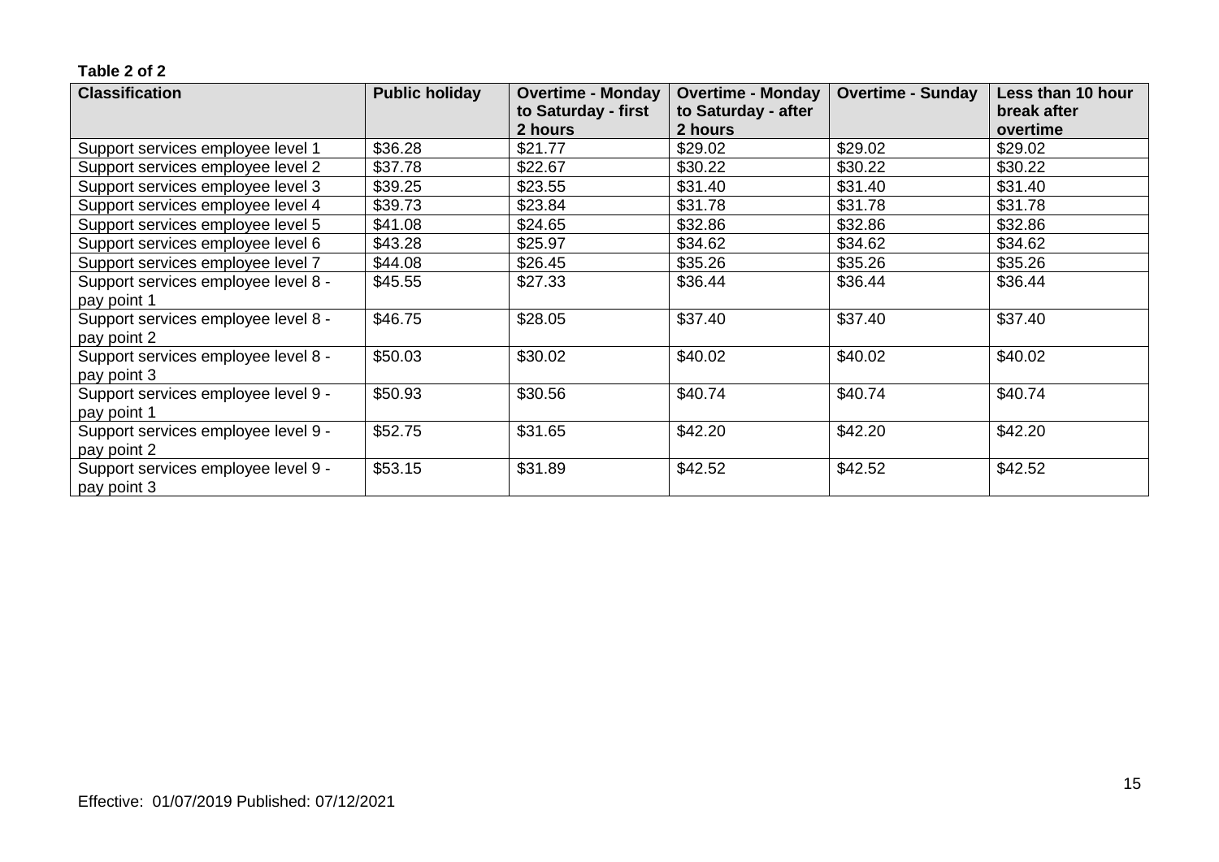**Table 2 of 2**

| Classification | Public holiday | Overtime - Monday to Saturday - first 2 hours | Overtime - Monday to Saturday - after 2 hours | Overtime - Sunday | Less than 10 hour break after overtime |
|---|---|---|---|---|---|
| Support services employee level 1 | $36.28 | $21.77 | $29.02 | $29.02 | $29.02 |
| Support services employee level 2 | $37.78 | $22.67 | $30.22 | $30.22 | $30.22 |
| Support services employee level 3 | $39.25 | $23.55 | $31.40 | $31.40 | $31.40 |
| Support services employee level 4 | $39.73 | $23.84 | $31.78 | $31.78 | $31.78 |
| Support services employee level 5 | $41.08 | $24.65 | $32.86 | $32.86 | $32.86 |
| Support services employee level 6 | $43.28 | $25.97 | $34.62 | $34.62 | $34.62 |
| Support services employee level 7 | $44.08 | $26.45 | $35.26 | $35.26 | $35.26 |
| Support services employee level 8 - pay point 1 | $45.55 | $27.33 | $36.44 | $36.44 | $36.44 |
| Support services employee level 8 - pay point 2 | $46.75 | $28.05 | $37.40 | $37.40 | $37.40 |
| Support services employee level 8 - pay point 3 | $50.03 | $30.02 | $40.02 | $40.02 | $40.02 |
| Support services employee level 9 - pay point 1 | $50.93 | $30.56 | $40.74 | $40.74 | $40.74 |
| Support services employee level 9 - pay point 2 | $52.75 | $31.65 | $42.20 | $42.20 | $42.20 |
| Support services employee level 9 - pay point 3 | $53.15 | $31.89 | $42.52 | $42.52 | $42.52 |

Effective: 01/07/2019 Published: 07/12/2021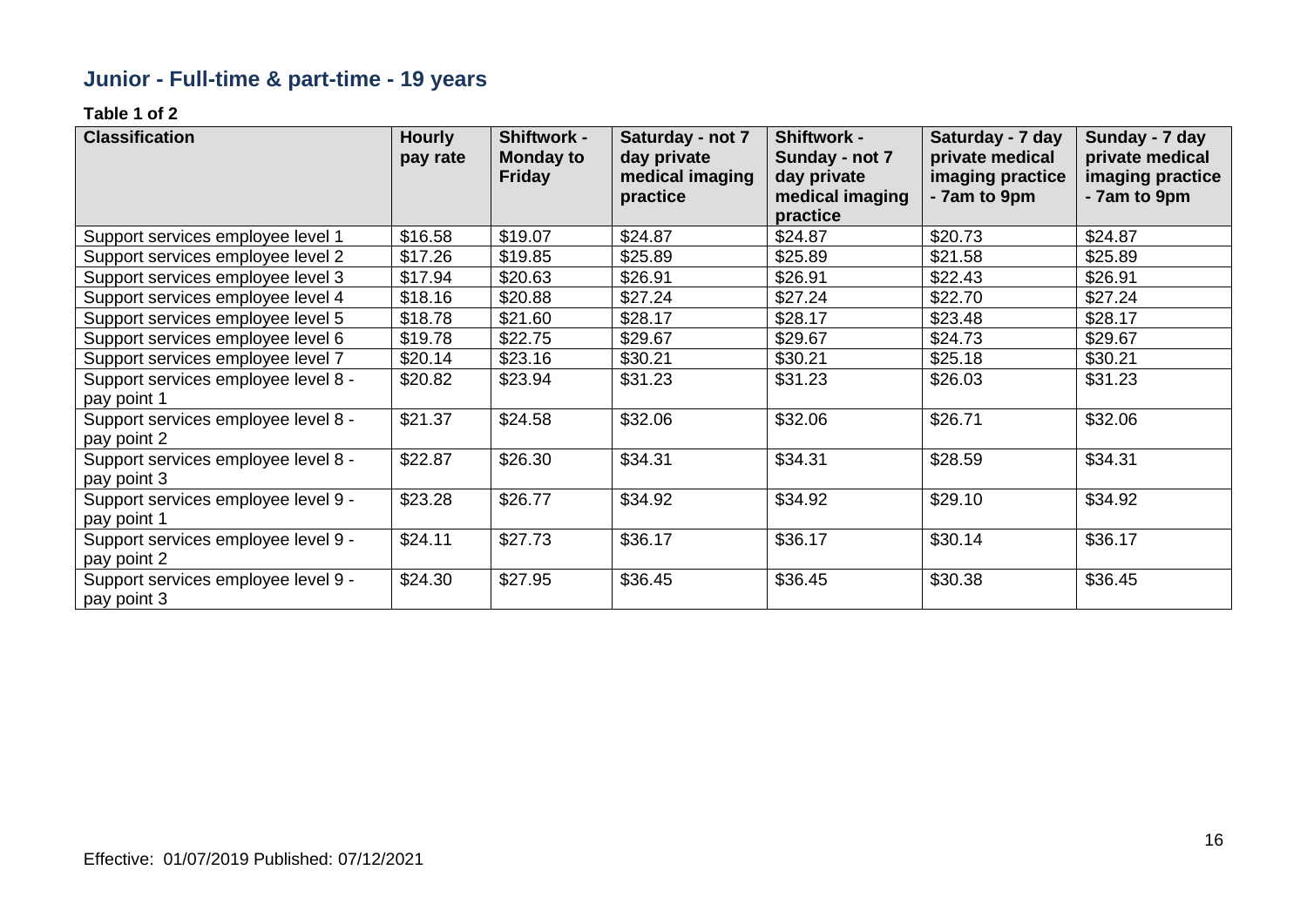## Junior - Full-time & part-time - 19 years

**Table 1 of 2**

| Classification | Hourly pay rate | Shiftwork - Monday to Friday | Saturday - not 7 day private medical imaging practice | Shiftwork - Sunday - not 7 day private medical imaging practice | Saturday - 7 day private medical imaging practice - 7am to 9pm | Sunday - 7 day private medical imaging practice - 7am to 9pm |
|---|---|---|---|---|---|---|
| Support services employee level 1 | $16.58 | $19.07 | $24.87 | $24.87 | $20.73 | $24.87 |
| Support services employee level 2 | $17.26 | $19.85 | $25.89 | $25.89 | $21.58 | $25.89 |
| Support services employee level 3 | $17.94 | $20.63 | $26.91 | $26.91 | $22.43 | $26.91 |
| Support services employee level 4 | $18.16 | $20.88 | $27.24 | $27.24 | $22.70 | $27.24 |
| Support services employee level 5 | $18.78 | $21.60 | $28.17 | $28.17 | $23.48 | $28.17 |
| Support services employee level 6 | $19.78 | $22.75 | $29.67 | $29.67 | $24.73 | $29.67 |
| Support services employee level 7 | $20.14 | $23.16 | $30.21 | $30.21 | $25.18 | $30.21 |
| Support services employee level 8 - pay point 1 | $20.82 | $23.94 | $31.23 | $31.23 | $26.03 | $31.23 |
| Support services employee level 8 - pay point 2 | $21.37 | $24.58 | $32.06 | $32.06 | $26.71 | $32.06 |
| Support services employee level 8 - pay point 3 | $22.87 | $26.30 | $34.31 | $34.31 | $28.59 | $34.31 |
| Support services employee level 9 - pay point 1 | $23.28 | $26.77 | $34.92 | $34.92 | $29.10 | $34.92 |
| Support services employee level 9 - pay point 2 | $24.11 | $27.73 | $36.17 | $36.17 | $30.14 | $36.17 |
| Support services employee level 9 - pay point 3 | $24.30 | $27.95 | $36.45 | $36.45 | $30.38 | $36.45 |

Effective: 01/07/2019 Published: 07/12/2021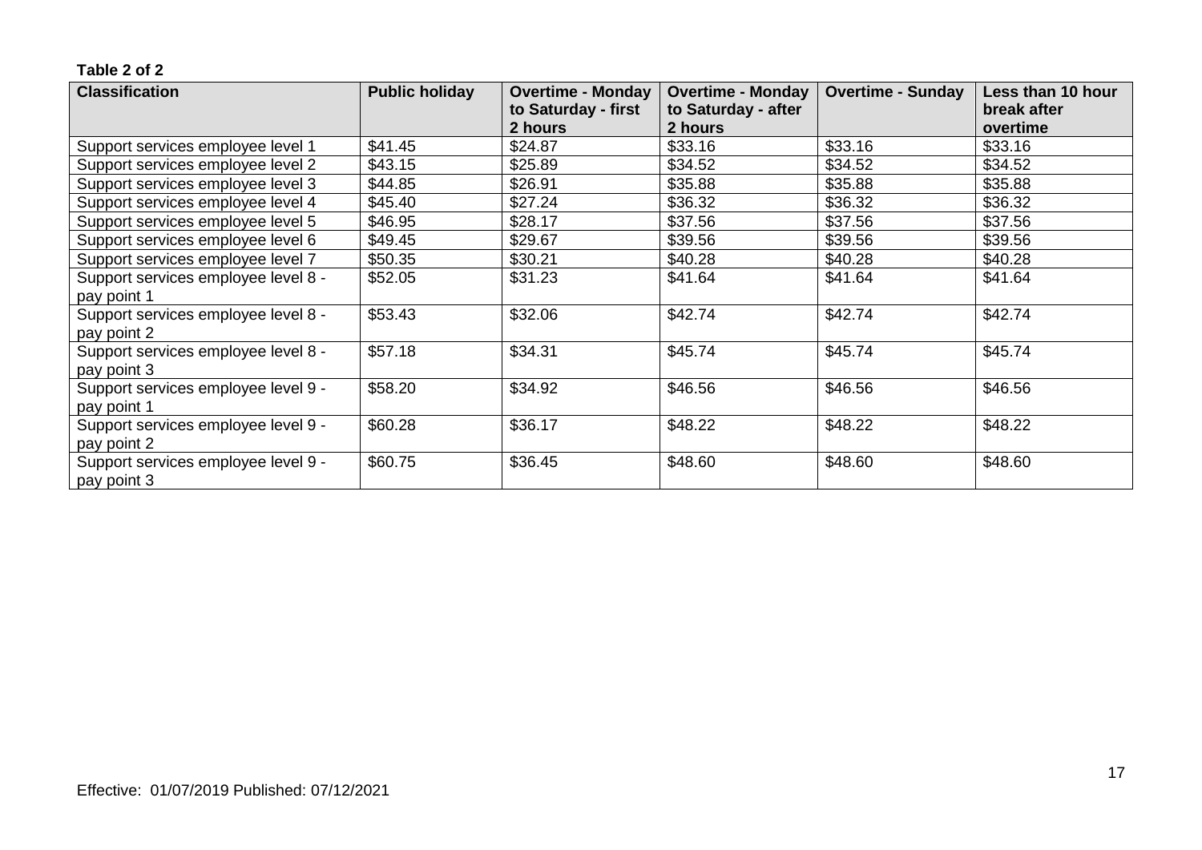**Table 2 of 2**

| Classification | Public holiday | Overtime - Monday to Saturday - first 2 hours | Overtime - Monday to Saturday - after 2 hours | Overtime - Sunday | Less than 10 hour break after overtime |
|---|---|---|---|---|---|
| Support services employee level 1 | $41.45 | $24.87 | $33.16 | $33.16 | $33.16 |
| Support services employee level 2 | $43.15 | $25.89 | $34.52 | $34.52 | $34.52 |
| Support services employee level 3 | $44.85 | $26.91 | $35.88 | $35.88 | $35.88 |
| Support services employee level 4 | $45.40 | $27.24 | $36.32 | $36.32 | $36.32 |
| Support services employee level 5 | $46.95 | $28.17 | $37.56 | $37.56 | $37.56 |
| Support services employee level 6 | $49.45 | $29.67 | $39.56 | $39.56 | $39.56 |
| Support services employee level 7 | $50.35 | $30.21 | $40.28 | $40.28 | $40.28 |
| Support services employee level 8 - pay point 1 | $52.05 | $31.23 | $41.64 | $41.64 | $41.64 |
| Support services employee level 8 - pay point 2 | $53.43 | $32.06 | $42.74 | $42.74 | $42.74 |
| Support services employee level 8 - pay point 3 | $57.18 | $34.31 | $45.74 | $45.74 | $45.74 |
| Support services employee level 9 - pay point 1 | $58.20 | $34.92 | $46.56 | $46.56 | $46.56 |
| Support services employee level 9 - pay point 2 | $60.28 | $36.17 | $48.22 | $48.22 | $48.22 |
| Support services employee level 9 - pay point 3 | $60.75 | $36.45 | $48.60 | $48.60 | $48.60 |

Effective: 01/07/2019 Published: 07/12/2021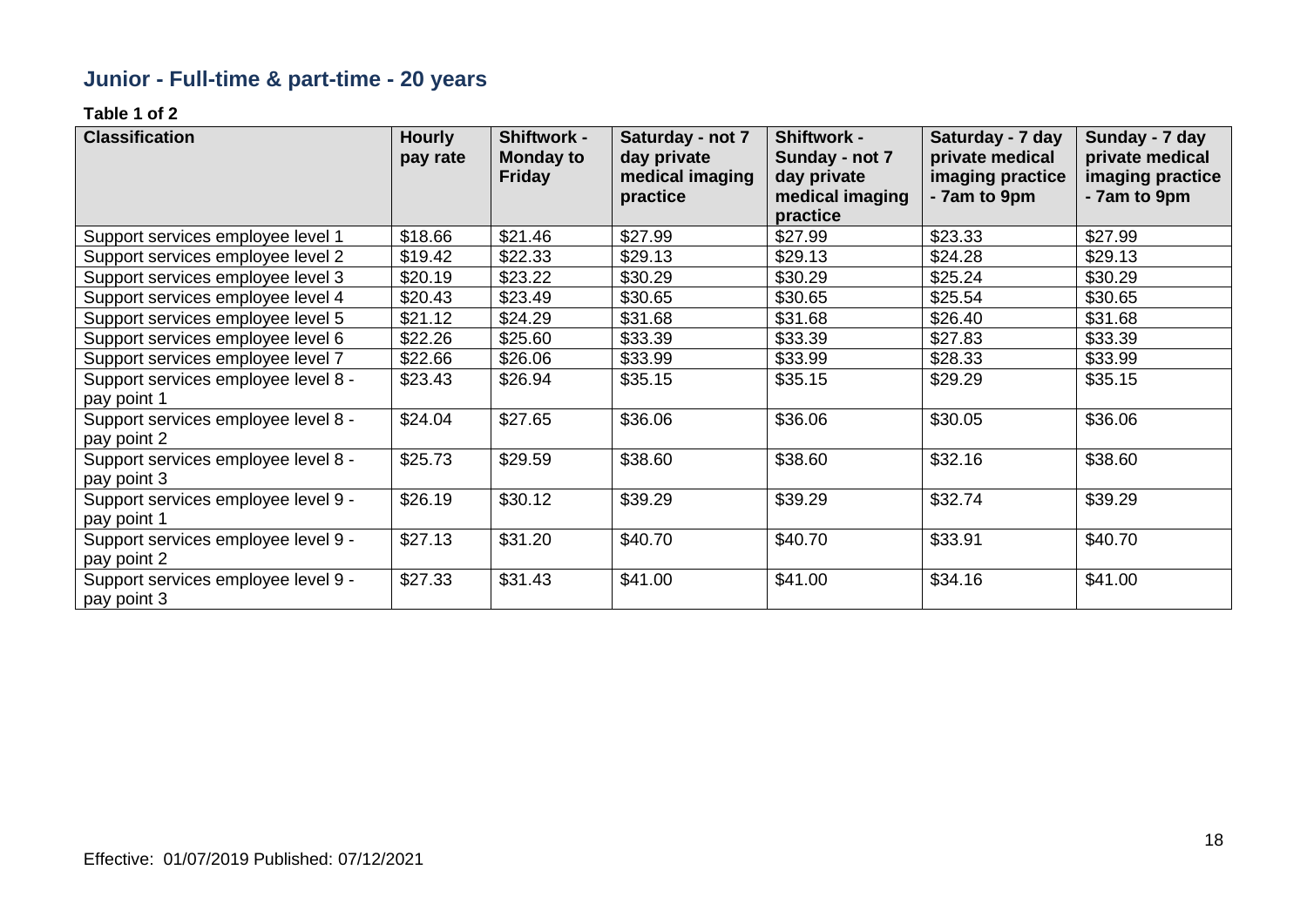## Junior - Full-time & part-time - 20 years

**Table 1 of 2**

| Classification | Hourly pay rate | Shiftwork - Monday to Friday | Saturday - not 7 day private medical imaging practice | Shiftwork - Sunday - not 7 day private medical imaging practice | Saturday - 7 day private medical imaging practice - 7am to 9pm | Sunday - 7 day private medical imaging practice - 7am to 9pm |
|---|---|---|---|---|---|---|
| Support services employee level 1 | $18.66 | $21.46 | $27.99 | $27.99 | $23.33 | $27.99 |
| Support services employee level 2 | $19.42 | $22.33 | $29.13 | $29.13 | $24.28 | $29.13 |
| Support services employee level 3 | $20.19 | $23.22 | $30.29 | $30.29 | $25.24 | $30.29 |
| Support services employee level 4 | $20.43 | $23.49 | $30.65 | $30.65 | $25.54 | $30.65 |
| Support services employee level 5 | $21.12 | $24.29 | $31.68 | $31.68 | $26.40 | $31.68 |
| Support services employee level 6 | $22.26 | $25.60 | $33.39 | $33.39 | $27.83 | $33.39 |
| Support services employee level 7 | $22.66 | $26.06 | $33.99 | $33.99 | $28.33 | $33.99 |
| Support services employee level 8 - pay point 1 | $23.43 | $26.94 | $35.15 | $35.15 | $29.29 | $35.15 |
| Support services employee level 8 - pay point 2 | $24.04 | $27.65 | $36.06 | $36.06 | $30.05 | $36.06 |
| Support services employee level 8 - pay point 3 | $25.73 | $29.59 | $38.60 | $38.60 | $32.16 | $38.60 |
| Support services employee level 9 - pay point 1 | $26.19 | $30.12 | $39.29 | $39.29 | $32.74 | $39.29 |
| Support services employee level 9 - pay point 2 | $27.13 | $31.20 | $40.70 | $40.70 | $33.91 | $40.70 |
| Support services employee level 9 - pay point 3 | $27.33 | $31.43 | $41.00 | $41.00 | $34.16 | $41.00 |

Effective: 01/07/2019 Published: 07/12/2021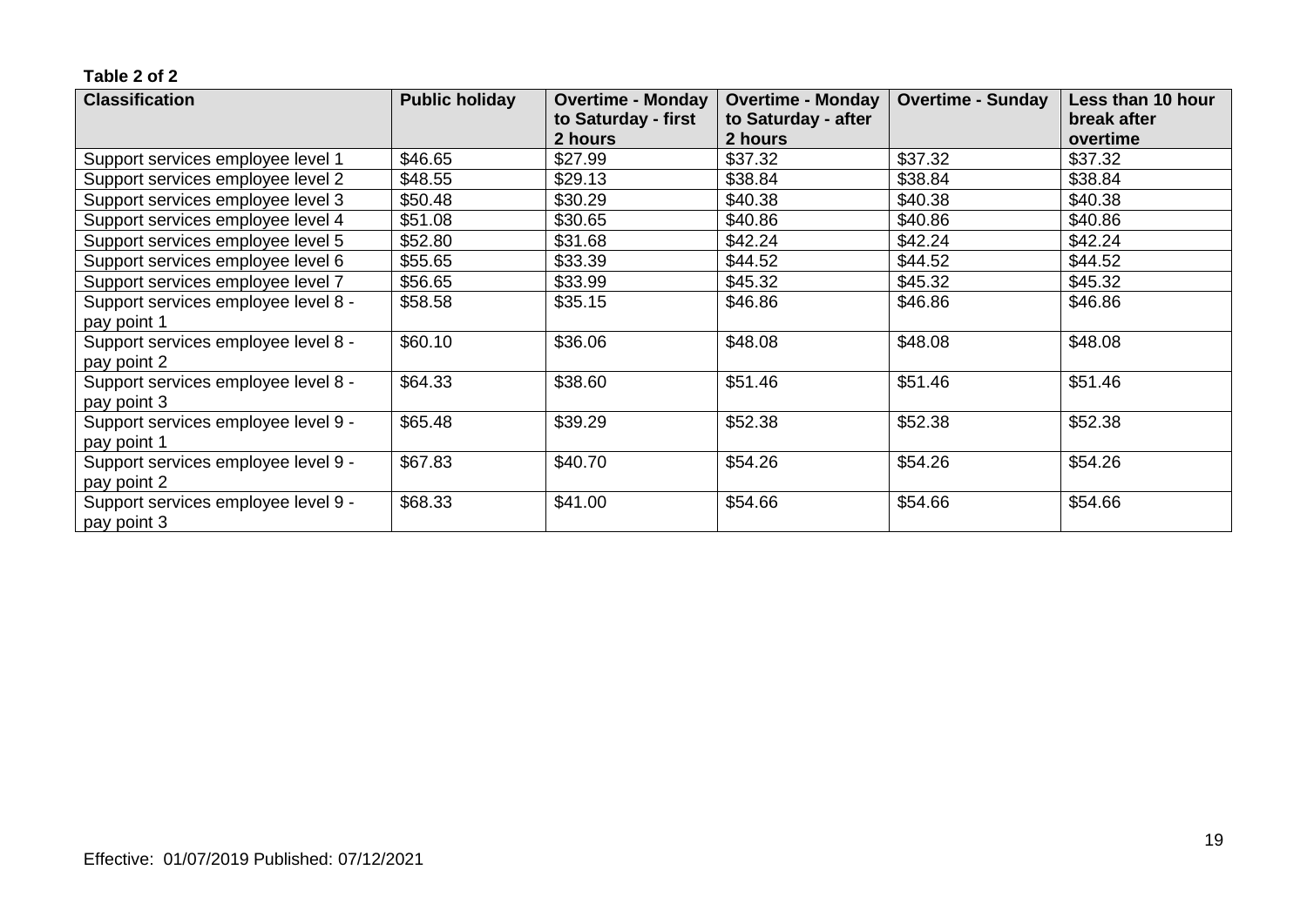**Table 2 of 2**

| Classification | Public holiday | Overtime - Monday to Saturday - first 2 hours | Overtime - Monday to Saturday - after 2 hours | Overtime - Sunday | Less than 10 hour break after overtime |
|---|---|---|---|---|---|
| Support services employee level 1 | $46.65 | $27.99 | $37.32 | $37.32 | $37.32 |
| Support services employee level 2 | $48.55 | $29.13 | $38.84 | $38.84 | $38.84 |
| Support services employee level 3 | $50.48 | $30.29 | $40.38 | $40.38 | $40.38 |
| Support services employee level 4 | $51.08 | $30.65 | $40.86 | $40.86 | $40.86 |
| Support services employee level 5 | $52.80 | $31.68 | $42.24 | $42.24 | $42.24 |
| Support services employee level 6 | $55.65 | $33.39 | $44.52 | $44.52 | $44.52 |
| Support services employee level 7 | $56.65 | $33.99 | $45.32 | $45.32 | $45.32 |
| Support services employee level 8 - pay point 1 | $58.58 | $35.15 | $46.86 | $46.86 | $46.86 |
| Support services employee level 8 - pay point 2 | $60.10 | $36.06 | $48.08 | $48.08 | $48.08 |
| Support services employee level 8 - pay point 3 | $64.33 | $38.60 | $51.46 | $51.46 | $51.46 |
| Support services employee level 9 - pay point 1 | $65.48 | $39.29 | $52.38 | $52.38 | $52.38 |
| Support services employee level 9 - pay point 2 | $67.83 | $40.70 | $54.26 | $54.26 | $54.26 |
| Support services employee level 9 - pay point 3 | $68.33 | $41.00 | $54.66 | $54.66 | $54.66 |

Effective: 01/07/2019 Published: 07/12/2021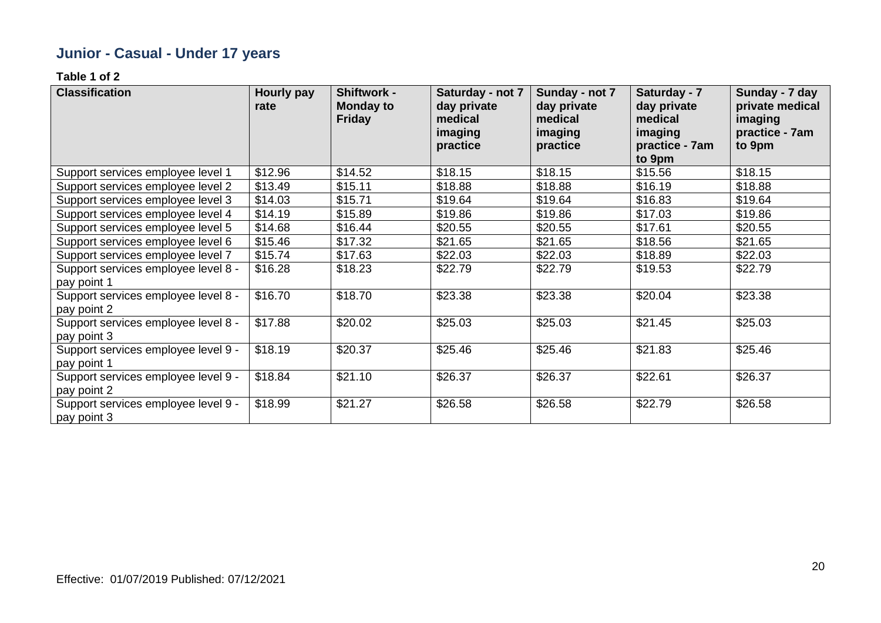## Junior - Casual - Under 17 years

**Table 1 of 2**

| Classification | Hourly pay rate | Shiftwork - Monday to Friday | Saturday - not 7 day private medical imaging practice | Sunday - not 7 day private medical imaging practice | Saturday - 7 day private medical imaging practice - 7am to 9pm | Sunday - 7 day private medical imaging practice - 7am to 9pm |
|---|---|---|---|---|---|---|
| Support services employee level 1 | $12.96 | $14.52 | $18.15 | $18.15 | $15.56 | $18.15 |
| Support services employee level 2 | $13.49 | $15.11 | $18.88 | $18.88 | $16.19 | $18.88 |
| Support services employee level 3 | $14.03 | $15.71 | $19.64 | $19.64 | $16.83 | $19.64 |
| Support services employee level 4 | $14.19 | $15.89 | $19.86 | $19.86 | $17.03 | $19.86 |
| Support services employee level 5 | $14.68 | $16.44 | $20.55 | $20.55 | $17.61 | $20.55 |
| Support services employee level 6 | $15.46 | $17.32 | $21.65 | $21.65 | $18.56 | $21.65 |
| Support services employee level 7 | $15.74 | $17.63 | $22.03 | $22.03 | $18.89 | $22.03 |
| Support services employee level 8 - pay point 1 | $16.28 | $18.23 | $22.79 | $22.79 | $19.53 | $22.79 |
| Support services employee level 8 - pay point 2 | $16.70 | $18.70 | $23.38 | $23.38 | $20.04 | $23.38 |
| Support services employee level 8 - pay point 3 | $17.88 | $20.02 | $25.03 | $25.03 | $21.45 | $25.03 |
| Support services employee level 9 - pay point 1 | $18.19 | $20.37 | $25.46 | $25.46 | $21.83 | $25.46 |
| Support services employee level 9 - pay point 2 | $18.84 | $21.10 | $26.37 | $26.37 | $22.61 | $26.37 |
| Support services employee level 9 - pay point 3 | $18.99 | $21.27 | $26.58 | $26.58 | $22.79 | $26.58 |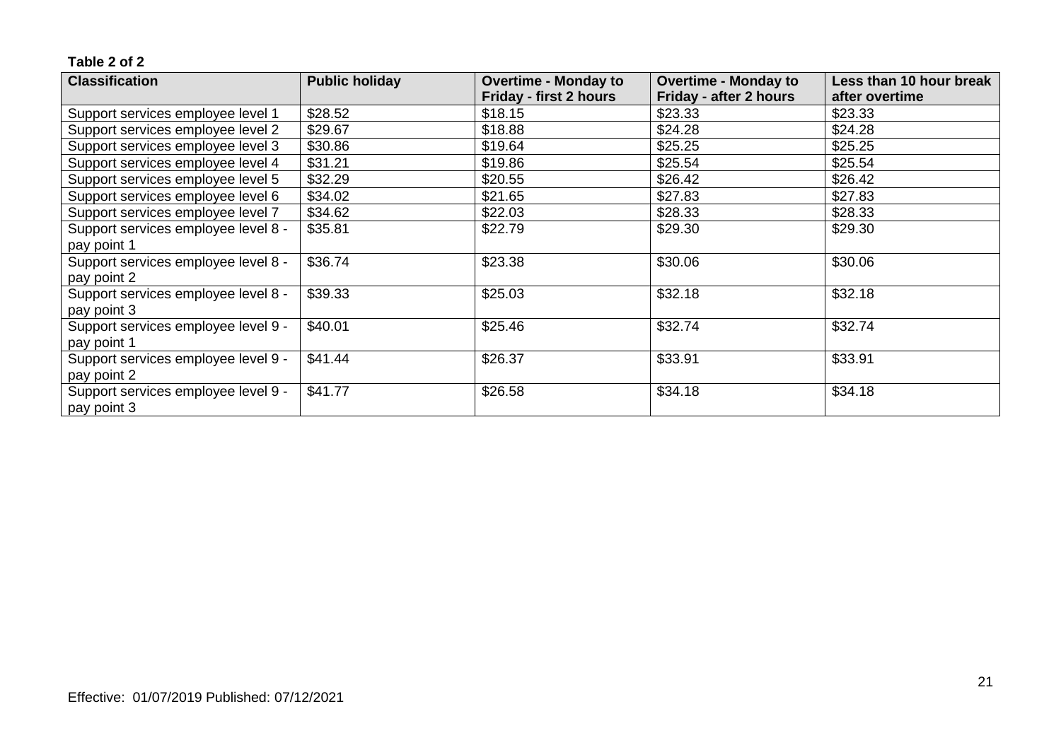**Table 2 of 2**

| Classification | Public holiday | Overtime - Monday to Friday - first 2 hours | Overtime - Monday to Friday - after 2 hours | Less than 10 hour break after overtime |
|---|---|---|---|---|
| Support services employee level 1 | $28.52 | $18.15 | $23.33 | $23.33 |
| Support services employee level 2 | $29.67 | $18.88 | $24.28 | $24.28 |
| Support services employee level 3 | $30.86 | $19.64 | $25.25 | $25.25 |
| Support services employee level 4 | $31.21 | $19.86 | $25.54 | $25.54 |
| Support services employee level 5 | $32.29 | $20.55 | $26.42 | $26.42 |
| Support services employee level 6 | $34.02 | $21.65 | $27.83 | $27.83 |
| Support services employee level 7 | $34.62 | $22.03 | $28.33 | $28.33 |
| Support services employee level 8 - pay point 1 | $35.81 | $22.79 | $29.30 | $29.30 |
| Support services employee level 8 - pay point 2 | $36.74 | $23.38 | $30.06 | $30.06 |
| Support services employee level 8 - pay point 3 | $39.33 | $25.03 | $32.18 | $32.18 |
| Support services employee level 9 - pay point 1 | $40.01 | $25.46 | $32.74 | $32.74 |
| Support services employee level 9 - pay point 2 | $41.44 | $26.37 | $33.91 | $33.91 |
| Support services employee level 9 - pay point 3 | $41.77 | $26.58 | $34.18 | $34.18 |

Effective: 01/07/2019 Published: 07/12/2021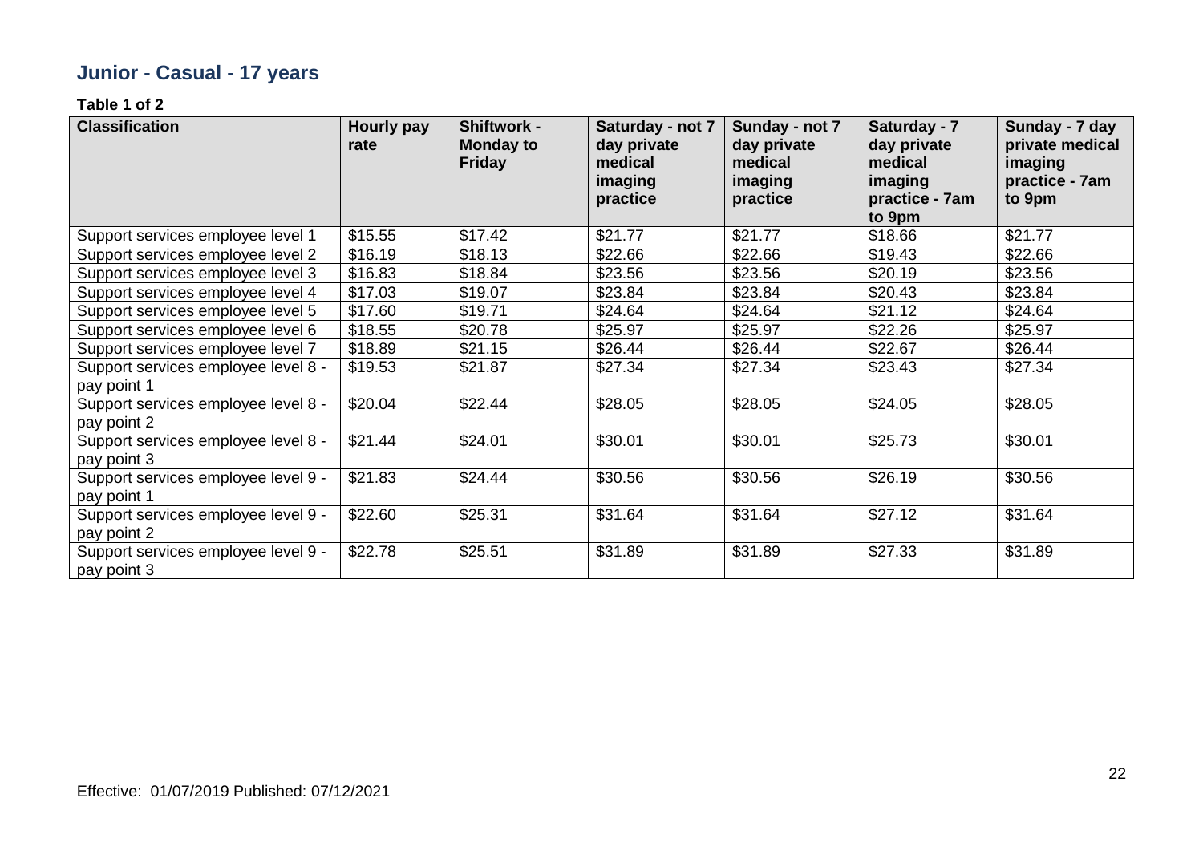## Junior - Casual - 17 years

**Table 1 of 2**

| Classification | Hourly pay rate | Shiftwork - Monday to Friday | Saturday - not 7 day private medical imaging practice | Sunday - not 7 day private medical imaging practice | Saturday - 7 day private medical imaging practice - 7am to 9pm | Sunday - 7 day private medical imaging practice - 7am to 9pm |
|---|---|---|---|---|---|---|
| Support services employee level 1 | $15.55 | $17.42 | $21.77 | $21.77 | $18.66 | $21.77 |
| Support services employee level 2 | $16.19 | $18.13 | $22.66 | $22.66 | $19.43 | $22.66 |
| Support services employee level 3 | $16.83 | $18.84 | $23.56 | $23.56 | $20.19 | $23.56 |
| Support services employee level 4 | $17.03 | $19.07 | $23.84 | $23.84 | $20.43 | $23.84 |
| Support services employee level 5 | $17.60 | $19.71 | $24.64 | $24.64 | $21.12 | $24.64 |
| Support services employee level 6 | $18.55 | $20.78 | $25.97 | $25.97 | $22.26 | $25.97 |
| Support services employee level 7 | $18.89 | $21.15 | $26.44 | $26.44 | $22.67 | $26.44 |
| Support services employee level 8 - pay point 1 | $19.53 | $21.87 | $27.34 | $27.34 | $23.43 | $27.34 |
| Support services employee level 8 - pay point 2 | $20.04 | $22.44 | $28.05 | $28.05 | $24.05 | $28.05 |
| Support services employee level 8 - pay point 3 | $21.44 | $24.01 | $30.01 | $30.01 | $25.73 | $30.01 |
| Support services employee level 9 - pay point 1 | $21.83 | $24.44 | $30.56 | $30.56 | $26.19 | $30.56 |
| Support services employee level 9 - pay point 2 | $22.60 | $25.31 | $31.64 | $31.64 | $27.12 | $31.64 |
| Support services employee level 9 - pay point 3 | $22.78 | $25.51 | $31.89 | $31.89 | $27.33 | $31.89 |

Effective: 01/07/2019 Published: 07/12/2021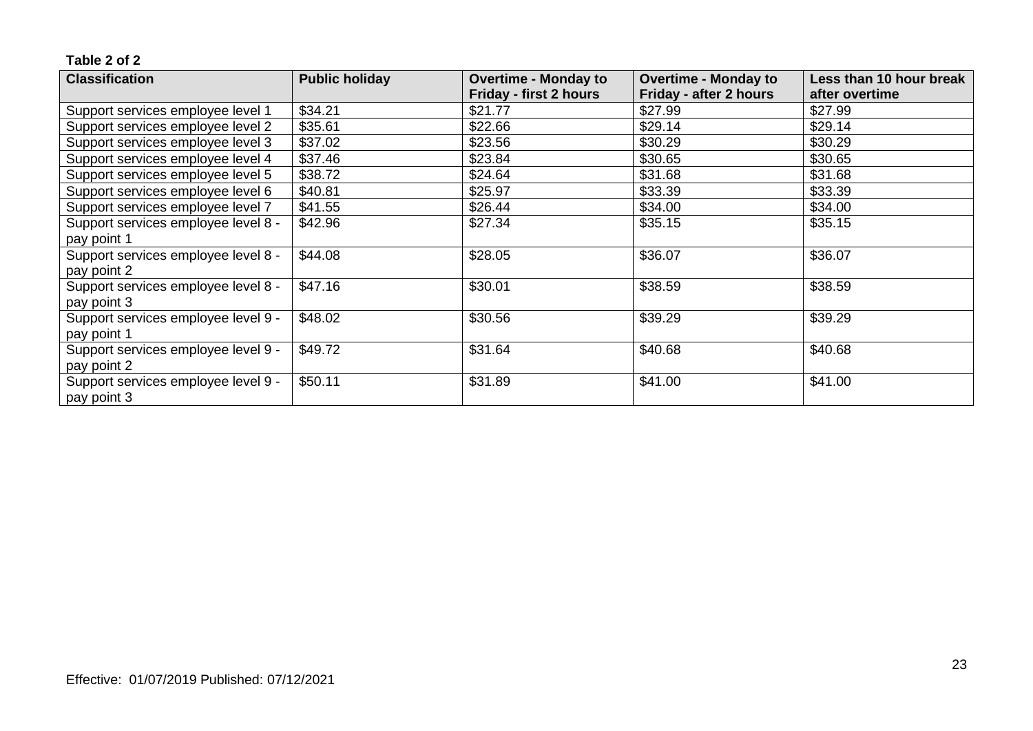**Table 2 of 2**

| Classification | Public holiday | Overtime - Monday to Friday - first 2 hours | Overtime - Monday to Friday - after 2 hours | Less than 10 hour break after overtime |
|---|---|---|---|---|
| Support services employee level 1 | $34.21 | $21.77 | $27.99 | $27.99 |
| Support services employee level 2 | $35.61 | $22.66 | $29.14 | $29.14 |
| Support services employee level 3 | $37.02 | $23.56 | $30.29 | $30.29 |
| Support services employee level 4 | $37.46 | $23.84 | $30.65 | $30.65 |
| Support services employee level 5 | $38.72 | $24.64 | $31.68 | $31.68 |
| Support services employee level 6 | $40.81 | $25.97 | $33.39 | $33.39 |
| Support services employee level 7 | $41.55 | $26.44 | $34.00 | $34.00 |
| Support services employee level 8 - pay point 1 | $42.96 | $27.34 | $35.15 | $35.15 |
| Support services employee level 8 - pay point 2 | $44.08 | $28.05 | $36.07 | $36.07 |
| Support services employee level 8 - pay point 3 | $47.16 | $30.01 | $38.59 | $38.59 |
| Support services employee level 9 - pay point 1 | $48.02 | $30.56 | $39.29 | $39.29 |
| Support services employee level 9 - pay point 2 | $49.72 | $31.64 | $40.68 | $40.68 |
| Support services employee level 9 - pay point 3 | $50.11 | $31.89 | $41.00 | $41.00 |

Effective: 01/07/2019 Published: 07/12/2021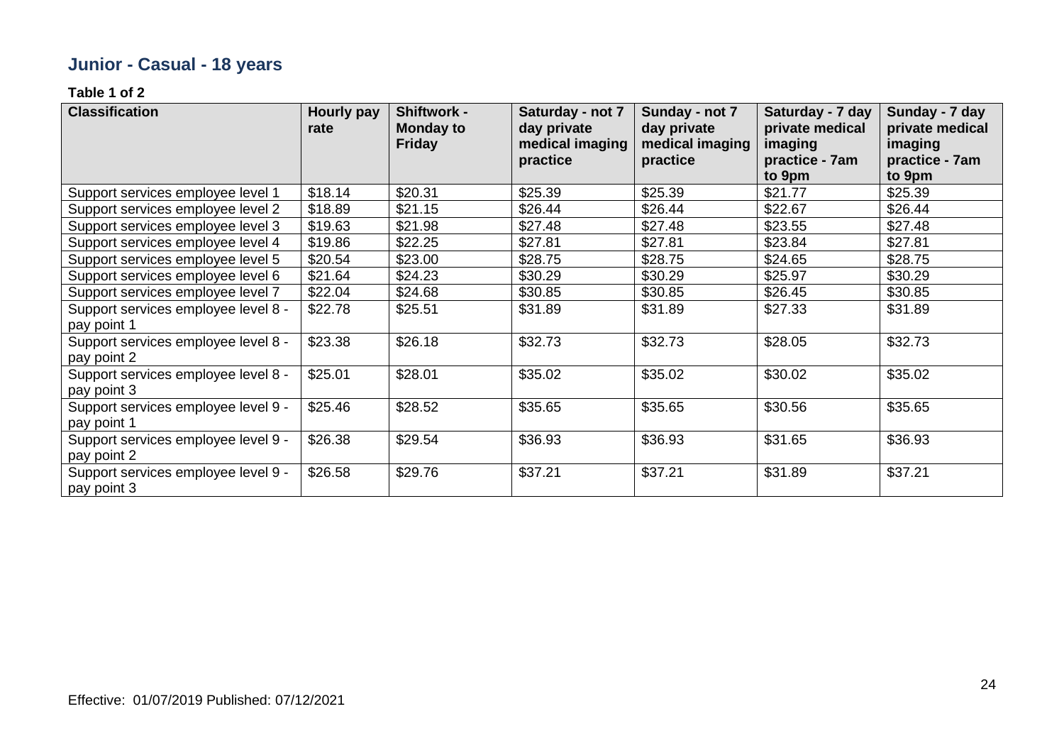## Junior - Casual - 18 years

**Table 1 of 2**

| Classification | Hourly pay rate | Shiftwork - Monday to Friday | Saturday - not 7 day private medical imaging practice | Sunday - not 7 day private medical imaging practice | Saturday - 7 day private medical imaging practice - 7am to 9pm | Sunday - 7 day private medical imaging practice - 7am to 9pm |
|---|---|---|---|---|---|---|
| Support services employee level 1 | $18.14 | $20.31 | $25.39 | $25.39 | $21.77 | $25.39 |
| Support services employee level 2 | $18.89 | $21.15 | $26.44 | $26.44 | $22.67 | $26.44 |
| Support services employee level 3 | $19.63 | $21.98 | $27.48 | $27.48 | $23.55 | $27.48 |
| Support services employee level 4 | $19.86 | $22.25 | $27.81 | $27.81 | $23.84 | $27.81 |
| Support services employee level 5 | $20.54 | $23.00 | $28.75 | $28.75 | $24.65 | $28.75 |
| Support services employee level 6 | $21.64 | $24.23 | $30.29 | $30.29 | $25.97 | $30.29 |
| Support services employee level 7 | $22.04 | $24.68 | $30.85 | $30.85 | $26.45 | $30.85 |
| Support services employee level 8 - pay point 1 | $22.78 | $25.51 | $31.89 | $31.89 | $27.33 | $31.89 |
| Support services employee level 8 - pay point 2 | $23.38 | $26.18 | $32.73 | $32.73 | $28.05 | $32.73 |
| Support services employee level 8 - pay point 3 | $25.01 | $28.01 | $35.02 | $35.02 | $30.02 | $35.02 |
| Support services employee level 9 - pay point 1 | $25.46 | $28.52 | $35.65 | $35.65 | $30.56 | $35.65 |
| Support services employee level 9 - pay point 2 | $26.38 | $29.54 | $36.93 | $36.93 | $31.65 | $36.93 |
| Support services employee level 9 - pay point 3 | $26.58 | $29.76 | $37.21 | $37.21 | $31.89 | $37.21 |

Effective: 01/07/2019 Published: 07/12/2021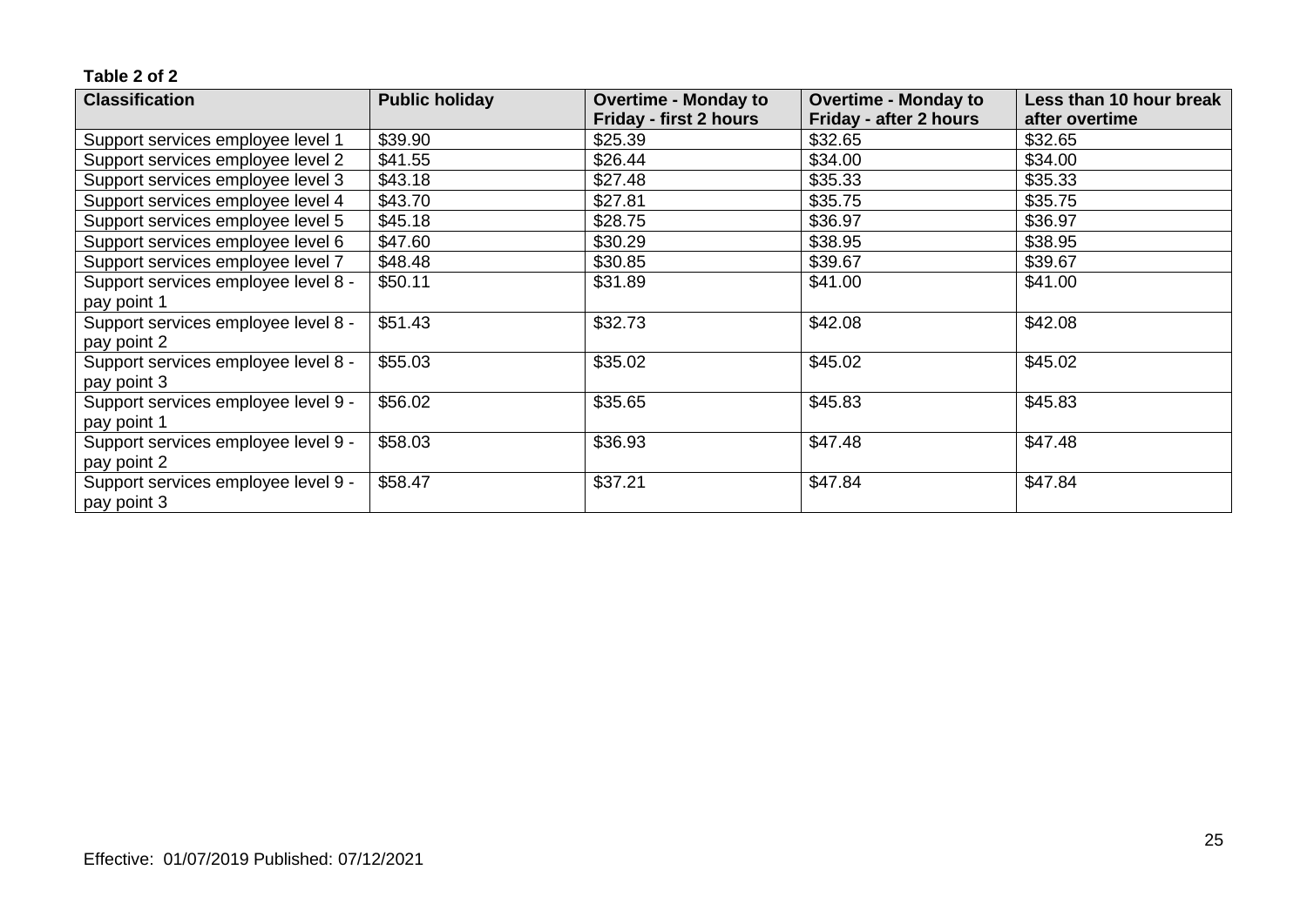**Table 2 of 2**

| Classification | Public holiday | Overtime - Monday to Friday - first 2 hours | Overtime - Monday to Friday - after 2 hours | Less than 10 hour break after overtime |
|---|---|---|---|---|
| Support services employee level 1 | $39.90 | $25.39 | $32.65 | $32.65 |
| Support services employee level 2 | $41.55 | $26.44 | $34.00 | $34.00 |
| Support services employee level 3 | $43.18 | $27.48 | $35.33 | $35.33 |
| Support services employee level 4 | $43.70 | $27.81 | $35.75 | $35.75 |
| Support services employee level 5 | $45.18 | $28.75 | $36.97 | $36.97 |
| Support services employee level 6 | $47.60 | $30.29 | $38.95 | $38.95 |
| Support services employee level 7 | $48.48 | $30.85 | $39.67 | $39.67 |
| Support services employee level 8 - pay point 1 | $50.11 | $31.89 | $41.00 | $41.00 |
| Support services employee level 8 - pay point 2 | $51.43 | $32.73 | $42.08 | $42.08 |
| Support services employee level 8 - pay point 3 | $55.03 | $35.02 | $45.02 | $45.02 |
| Support services employee level 9 - pay point 1 | $56.02 | $35.65 | $45.83 | $45.83 |
| Support services employee level 9 - pay point 2 | $58.03 | $36.93 | $47.48 | $47.48 |
| Support services employee level 9 - pay point 3 | $58.47 | $37.21 | $47.84 | $47.84 |

Effective: 01/07/2019 Published: 07/12/2021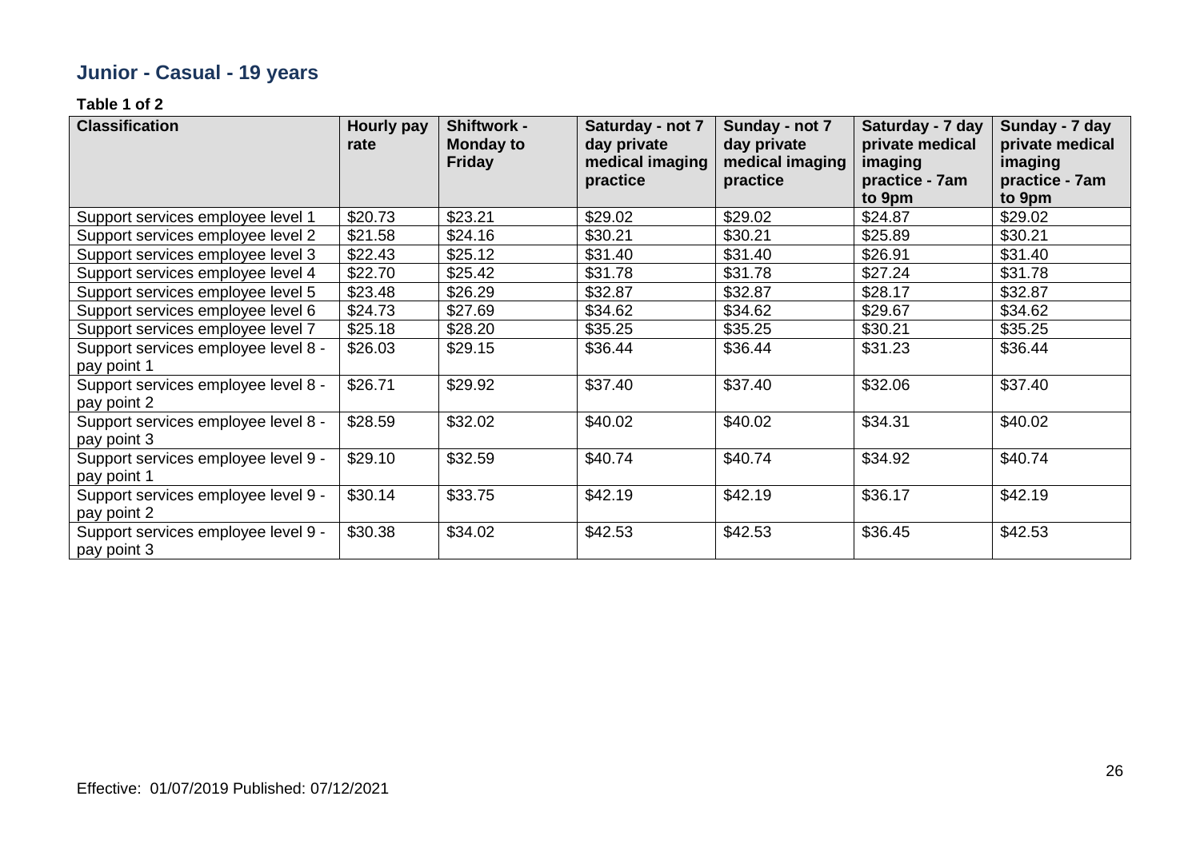## Junior - Casual - 19 years

**Table 1 of 2**

| Classification | Hourly pay rate | Shiftwork - Monday to Friday | Saturday - not 7 day private medical imaging practice | Sunday - not 7 day private medical imaging practice | Saturday - 7 day private medical imaging practice - 7am to 9pm | Sunday - 7 day private medical imaging practice - 7am to 9pm |
|---|---|---|---|---|---|---|
| Support services employee level 1 | $20.73 | $23.21 | $29.02 | $29.02 | $24.87 | $29.02 |
| Support services employee level 2 | $21.58 | $24.16 | $30.21 | $30.21 | $25.89 | $30.21 |
| Support services employee level 3 | $22.43 | $25.12 | $31.40 | $31.40 | $26.91 | $31.40 |
| Support services employee level 4 | $22.70 | $25.42 | $31.78 | $31.78 | $27.24 | $31.78 |
| Support services employee level 5 | $23.48 | $26.29 | $32.87 | $32.87 | $28.17 | $32.87 |
| Support services employee level 6 | $24.73 | $27.69 | $34.62 | $34.62 | $29.67 | $34.62 |
| Support services employee level 7 | $25.18 | $28.20 | $35.25 | $35.25 | $30.21 | $35.25 |
| Support services employee level 8 - pay point 1 | $26.03 | $29.15 | $36.44 | $36.44 | $31.23 | $36.44 |
| Support services employee level 8 - pay point 2 | $26.71 | $29.92 | $37.40 | $37.40 | $32.06 | $37.40 |
| Support services employee level 8 - pay point 3 | $28.59 | $32.02 | $40.02 | $40.02 | $34.31 | $40.02 |
| Support services employee level 9 - pay point 1 | $29.10 | $32.59 | $40.74 | $40.74 | $34.92 | $40.74 |
| Support services employee level 9 - pay point 2 | $30.14 | $33.75 | $42.19 | $42.19 | $36.17 | $42.19 |
| Support services employee level 9 - pay point 3 | $30.38 | $34.02 | $42.53 | $42.53 | $36.45 | $42.53 |

Effective: 01/07/2019 Published: 07/12/2021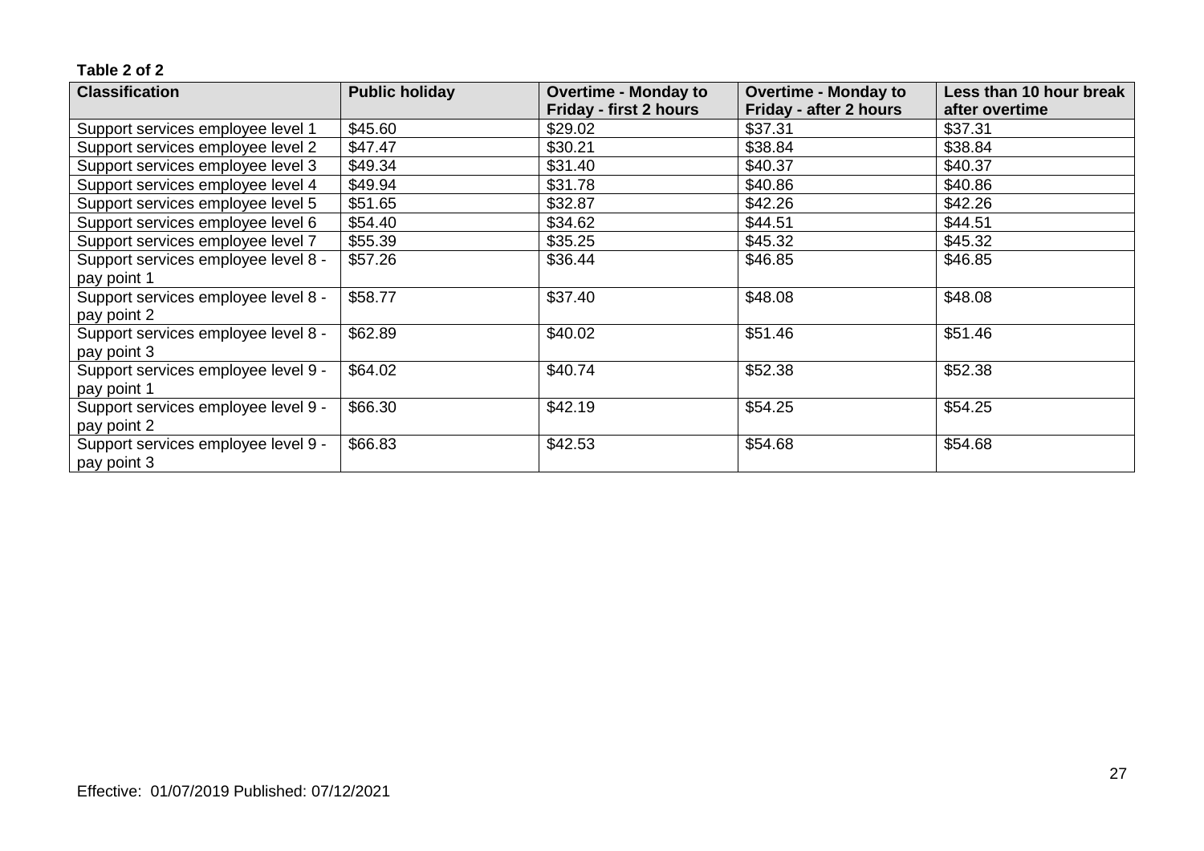**Table 2 of 2**

| Classification | Public holiday | Overtime - Monday to Friday - first 2 hours | Overtime - Monday to Friday - after 2 hours | Less than 10 hour break after overtime |
|---|---|---|---|---|
| Support services employee level 1 | $45.60 | $29.02 | $37.31 | $37.31 |
| Support services employee level 2 | $47.47 | $30.21 | $38.84 | $38.84 |
| Support services employee level 3 | $49.34 | $31.40 | $40.37 | $40.37 |
| Support services employee level 4 | $49.94 | $31.78 | $40.86 | $40.86 |
| Support services employee level 5 | $51.65 | $32.87 | $42.26 | $42.26 |
| Support services employee level 6 | $54.40 | $34.62 | $44.51 | $44.51 |
| Support services employee level 7 | $55.39 | $35.25 | $45.32 | $45.32 |
| Support services employee level 8 - pay point 1 | $57.26 | $36.44 | $46.85 | $46.85 |
| Support services employee level 8 - pay point 2 | $58.77 | $37.40 | $48.08 | $48.08 |
| Support services employee level 8 - pay point 3 | $62.89 | $40.02 | $51.46 | $51.46 |
| Support services employee level 9 - pay point 1 | $64.02 | $40.74 | $52.38 | $52.38 |
| Support services employee level 9 - pay point 2 | $66.30 | $42.19 | $54.25 | $54.25 |
| Support services employee level 9 - pay point 3 | $66.83 | $42.53 | $54.68 | $54.68 |

Effective: 01/07/2019 Published: 07/12/2021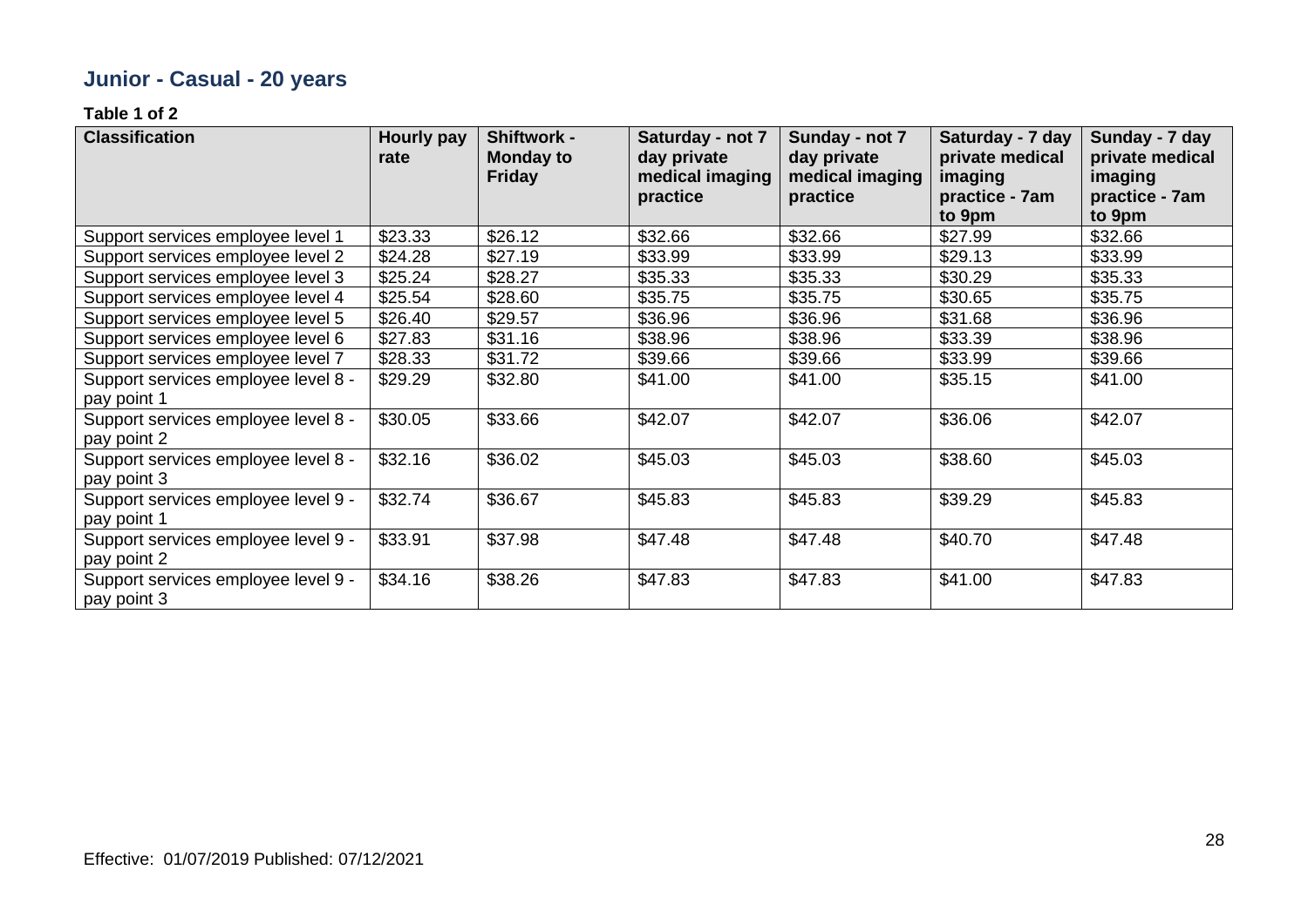## Junior - Casual - 20 years

**Table 1 of 2**

| Classification | Hourly pay rate | Shiftwork - Monday to Friday | Saturday - not 7 day private medical imaging practice | Sunday - not 7 day private medical imaging practice | Saturday - 7 day private medical imaging practice - 7am to 9pm | Sunday - 7 day private medical imaging practice - 7am to 9pm |
|---|---|---|---|---|---|---|
| Support services employee level 1 | $23.33 | $26.12 | $32.66 | $32.66 | $27.99 | $32.66 |
| Support services employee level 2 | $24.28 | $27.19 | $33.99 | $33.99 | $29.13 | $33.99 |
| Support services employee level 3 | $25.24 | $28.27 | $35.33 | $35.33 | $30.29 | $35.33 |
| Support services employee level 4 | $25.54 | $28.60 | $35.75 | $35.75 | $30.65 | $35.75 |
| Support services employee level 5 | $26.40 | $29.57 | $36.96 | $36.96 | $31.68 | $36.96 |
| Support services employee level 6 | $27.83 | $31.16 | $38.96 | $38.96 | $33.39 | $38.96 |
| Support services employee level 7 | $28.33 | $31.72 | $39.66 | $39.66 | $33.99 | $39.66 |
| Support services employee level 8 - pay point 1 | $29.29 | $32.80 | $41.00 | $41.00 | $35.15 | $41.00 |
| Support services employee level 8 - pay point 2 | $30.05 | $33.66 | $42.07 | $42.07 | $36.06 | $42.07 |
| Support services employee level 8 - pay point 3 | $32.16 | $36.02 | $45.03 | $45.03 | $38.60 | $45.03 |
| Support services employee level 9 - pay point 1 | $32.74 | $36.67 | $45.83 | $45.83 | $39.29 | $45.83 |
| Support services employee level 9 - pay point 2 | $33.91 | $37.98 | $47.48 | $47.48 | $40.70 | $47.48 |
| Support services employee level 9 - pay point 3 | $34.16 | $38.26 | $47.83 | $47.83 | $41.00 | $47.83 |

Effective: 01/07/2019 Published: 07/12/2021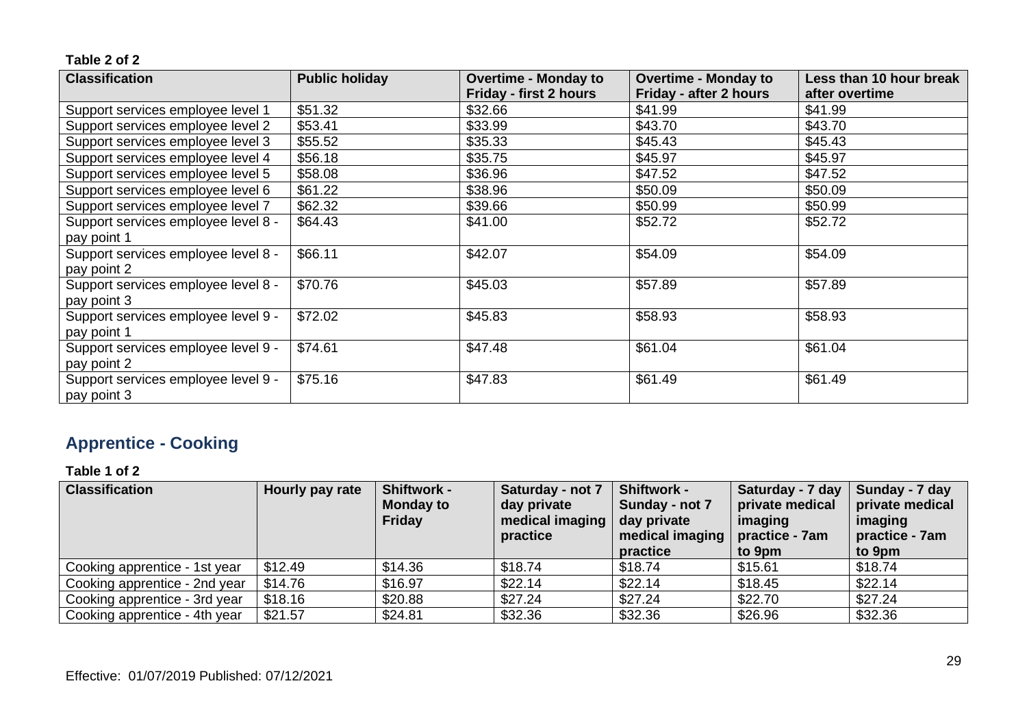**Table 2 of 2**

| Classification | Public holiday | Overtime - Monday to Friday - first 2 hours | Overtime - Monday to Friday - after 2 hours | Less than 10 hour break after overtime |
|---|---|---|---|---|
| Support services employee level 1 | $51.32 | $32.66 | $41.99 | $41.99 |
| Support services employee level 2 | $53.41 | $33.99 | $43.70 | $43.70 |
| Support services employee level 3 | $55.52 | $35.33 | $45.43 | $45.43 |
| Support services employee level 4 | $56.18 | $35.75 | $45.97 | $45.97 |
| Support services employee level 5 | $58.08 | $36.96 | $47.52 | $47.52 |
| Support services employee level 6 | $61.22 | $38.96 | $50.09 | $50.09 |
| Support services employee level 7 | $62.32 | $39.66 | $50.99 | $50.99 |
| Support services employee level 8 - pay point 1 | $64.43 | $41.00 | $52.72 | $52.72 |
| Support services employee level 8 - pay point 2 | $66.11 | $42.07 | $54.09 | $54.09 |
| Support services employee level 8 - pay point 3 | $70.76 | $45.03 | $57.89 | $57.89 |
| Support services employee level 9 - pay point 1 | $72.02 | $45.83 | $58.93 | $58.93 |
| Support services employee level 9 - pay point 2 | $74.61 | $47.48 | $61.04 | $61.04 |
| Support services employee level 9 - pay point 3 | $75.16 | $47.83 | $61.49 | $61.49 |

## Apprentice - Cooking

**Table 1 of 2**

| Classification | Hourly pay rate | Shiftwork - Monday to Friday | Saturday - not 7 day private medical imaging practice | Shiftwork - Sunday - not 7 day private medical imaging practice | Saturday - 7 day private medical imaging practice - 7am to 9pm | Sunday - 7 day private medical imaging practice - 7am to 9pm |
|---|---|---|---|---|---|---|
| Cooking apprentice - 1st year | $12.49 | $14.36 | $18.74 | $18.74 | $15.61 | $18.74 |
| Cooking apprentice - 2nd year | $14.76 | $16.97 | $22.14 | $22.14 | $18.45 | $22.14 |
| Cooking apprentice - 3rd year | $18.16 | $20.88 | $27.24 | $27.24 | $22.70 | $27.24 |
| Cooking apprentice - 4th year | $21.57 | $24.81 | $32.36 | $32.36 | $26.96 | $32.36 |

Effective: 01/07/2019 Published: 07/12/2021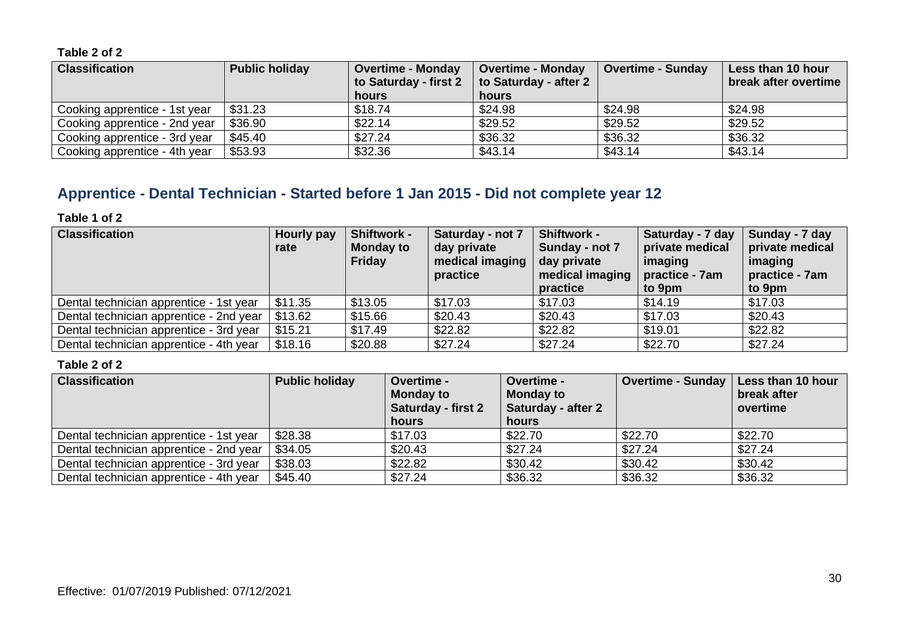**Table 2 of 2**

| Classification | Public holiday | Overtime - Monday to Saturday - first 2 hours | Overtime - Monday to Saturday - after 2 hours | Overtime - Sunday | Less than 10 hour break after overtime |
|---|---|---|---|---|---|
| Cooking apprentice - 1st year | $31.23 | $18.74 | $24.98 | $24.98 | $24.98 |
| Cooking apprentice - 2nd year | $36.90 | $22.14 | $29.52 | $29.52 | $29.52 |
| Cooking apprentice - 3rd year | $45.40 | $27.24 | $36.32 | $36.32 | $36.32 |
| Cooking apprentice - 4th year | $53.93 | $32.36 | $43.14 | $43.14 | $43.14 |

## Apprentice - Dental Technician - Started before 1 Jan 2015 - Did not complete year 12

**Table 1 of 2**

| Classification | Hourly pay rate | Shiftwork - Monday to Friday | Saturday - not 7 day private medical imaging practice | Shiftwork - Sunday - not 7 day private medical imaging practice | Saturday - 7 day private medical imaging practice - 7am to 9pm | Sunday - 7 day private medical imaging practice - 7am to 9pm |
|---|---|---|---|---|---|---|
| Dental technician apprentice - 1st year | $11.35 | $13.05 | $17.03 | $17.03 | $14.19 | $17.03 |
| Dental technician apprentice - 2nd year | $13.62 | $15.66 | $20.43 | $20.43 | $17.03 | $20.43 |
| Dental technician apprentice - 3rd year | $15.21 | $17.49 | $22.82 | $22.82 | $19.01 | $22.82 |
| Dental technician apprentice - 4th year | $18.16 | $20.88 | $27.24 | $27.24 | $22.70 | $27.24 |

**Table 2 of 2**

| Classification | Public holiday | Overtime - Monday to Saturday - first 2 hours | Overtime - Monday to Saturday - after 2 hours | Overtime - Sunday | Less than 10 hour break after overtime |
|---|---|---|---|---|---|
| Dental technician apprentice - 1st year | $28.38 | $17.03 | $22.70 | $22.70 | $22.70 |
| Dental technician apprentice - 2nd year | $34.05 | $20.43 | $27.24 | $27.24 | $27.24 |
| Dental technician apprentice - 3rd year | $38.03 | $22.82 | $30.42 | $30.42 | $30.42 |
| Dental technician apprentice - 4th year | $45.40 | $27.24 | $36.32 | $36.32 | $36.32 |

Effective: 01/07/2019 Published: 07/12/2021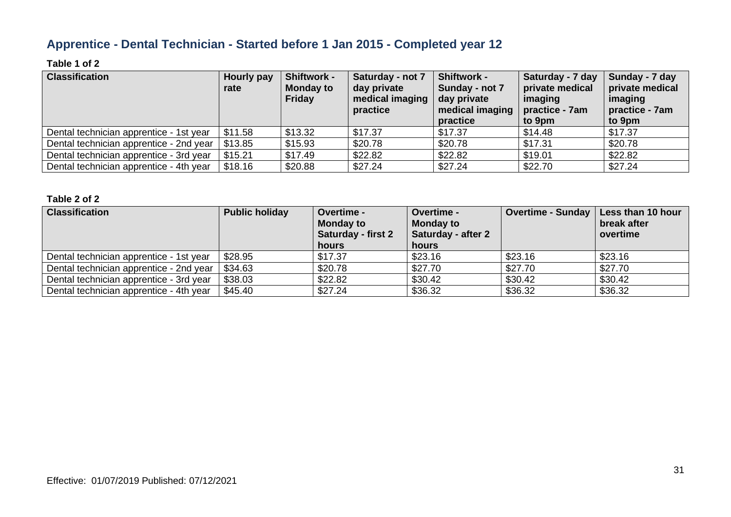## Apprentice - Dental Technician - Started before 1 Jan 2015 - Completed year 12

**Table 1 of 2**

| Classification | Hourly pay rate | Shiftwork - Monday to Friday | Saturday - not 7 day private medical imaging practice | Shiftwork - Sunday - not 7 day private medical imaging practice | Saturday - 7 day private medical imaging practice - 7am to 9pm | Sunday - 7 day private medical imaging practice - 7am to 9pm |
|---|---|---|---|---|---|---|
| Dental technician apprentice - 1st year | $11.58 | $13.32 | $17.37 | $17.37 | $14.48 | $17.37 |
| Dental technician apprentice - 2nd year | $13.85 | $15.93 | $20.78 | $20.78 | $17.31 | $20.78 |
| Dental technician apprentice - 3rd year | $15.21 | $17.49 | $22.82 | $22.82 | $19.01 | $22.82 |
| Dental technician apprentice - 4th year | $18.16 | $20.88 | $27.24 | $27.24 | $22.70 | $27.24 |

**Table 2 of 2**

| Classification | Public holiday | Overtime - Monday to Saturday - first 2 hours | Overtime - Monday to Saturday - after 2 hours | Overtime - Sunday | Less than 10 hour break after overtime |
|---|---|---|---|---|---|
| Dental technician apprentice - 1st year | $28.95 | $17.37 | $23.16 | $23.16 | $23.16 |
| Dental technician apprentice - 2nd year | $34.63 | $20.78 | $27.70 | $27.70 | $27.70 |
| Dental technician apprentice - 3rd year | $38.03 | $22.82 | $30.42 | $30.42 | $30.42 |
| Dental technician apprentice - 4th year | $45.40 | $27.24 | $36.32 | $36.32 | $36.32 |

Effective: 01/07/2019 Published: 07/12/2021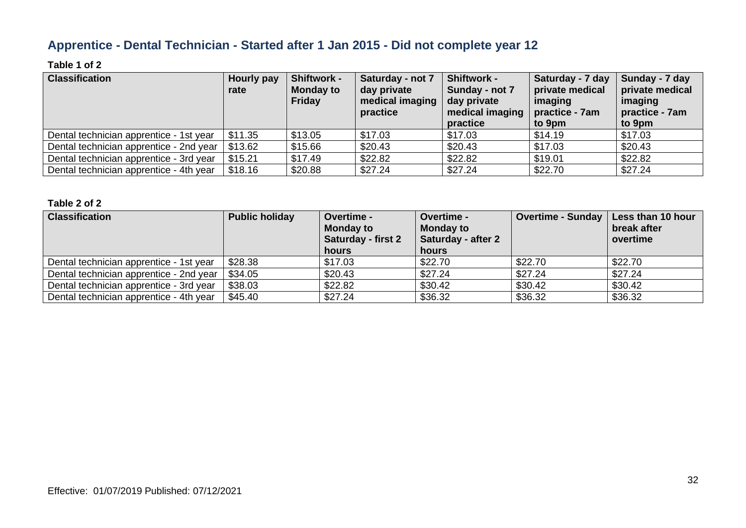## Apprentice - Dental Technician - Started after 1 Jan 2015 - Did not complete year 12

**Table 1 of 2**

| Classification | Hourly pay rate | Shiftwork - Monday to Friday | Saturday - not 7 day private medical imaging practice | Shiftwork - Sunday - not 7 day private medical imaging practice | Saturday - 7 day private medical imaging practice - 7am to 9pm | Sunday - 7 day private medical imaging practice - 7am to 9pm |
|---|---|---|---|---|---|---|
| Dental technician apprentice - 1st year | $11.35 | $13.05 | $17.03 | $17.03 | $14.19 | $17.03 |
| Dental technician apprentice - 2nd year | $13.62 | $15.66 | $20.43 | $20.43 | $17.03 | $20.43 |
| Dental technician apprentice - 3rd year | $15.21 | $17.49 | $22.82 | $22.82 | $19.01 | $22.82 |
| Dental technician apprentice - 4th year | $18.16 | $20.88 | $27.24 | $27.24 | $22.70 | $27.24 |

**Table 2 of 2**

| Classification | Public holiday | Overtime - Monday to Saturday - first 2 hours | Overtime - Monday to Saturday - after 2 hours | Overtime - Sunday | Less than 10 hour break after overtime |
|---|---|---|---|---|---|
| Dental technician apprentice - 1st year | $28.38 | $17.03 | $22.70 | $22.70 | $22.70 |
| Dental technician apprentice - 2nd year | $34.05 | $20.43 | $27.24 | $27.24 | $27.24 |
| Dental technician apprentice - 3rd year | $38.03 | $22.82 | $30.42 | $30.42 | $30.42 |
| Dental technician apprentice - 4th year | $45.40 | $27.24 | $36.32 | $36.32 | $36.32 |

Effective: 01/07/2019 Published: 07/12/2021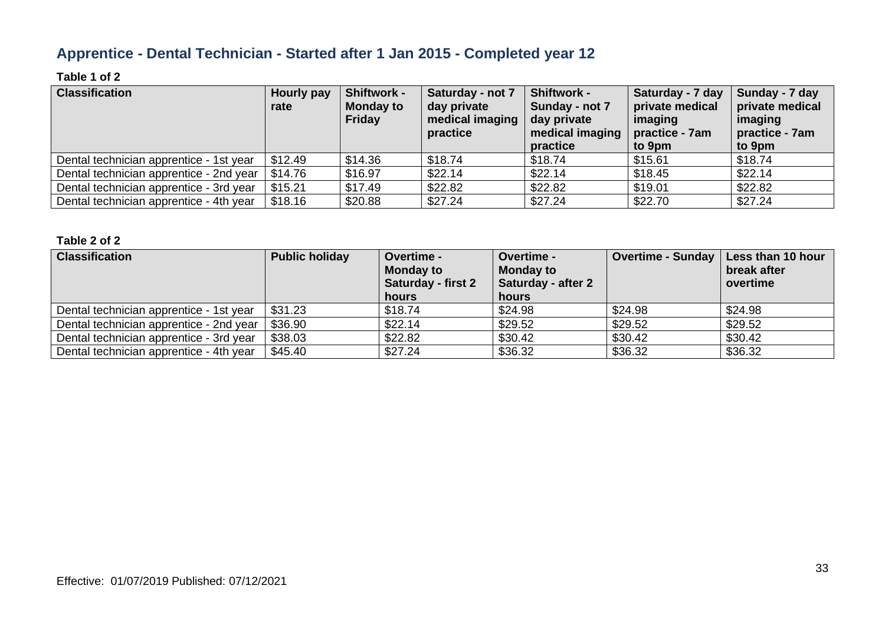## Apprentice - Dental Technician - Started after 1 Jan 2015 - Completed year 12

**Table 1 of 2**

| Classification | Hourly pay rate | Shiftwork - Monday to Friday | Saturday - not 7 day private medical imaging practice | Shiftwork - Sunday - not 7 day private medical imaging practice | Saturday - 7 day private medical imaging practice - 7am to 9pm | Sunday - 7 day private medical imaging practice - 7am to 9pm |
|---|---|---|---|---|---|---|
| Dental technician apprentice - 1st year | $12.49 | $14.36 | $18.74 | $18.74 | $15.61 | $18.74 |
| Dental technician apprentice - 2nd year | $14.76 | $16.97 | $22.14 | $22.14 | $18.45 | $22.14 |
| Dental technician apprentice - 3rd year | $15.21 | $17.49 | $22.82 | $22.82 | $19.01 | $22.82 |
| Dental technician apprentice - 4th year | $18.16 | $20.88 | $27.24 | $27.24 | $22.70 | $27.24 |

**Table 2 of 2**

| Classification | Public holiday | Overtime - Monday to Saturday - first 2 hours | Overtime - Monday to Saturday - after 2 hours | Overtime - Sunday | Less than 10 hour break after overtime |
|---|---|---|---|---|---|
| Dental technician apprentice - 1st year | $31.23 | $18.74 | $24.98 | $24.98 | $24.98 |
| Dental technician apprentice - 2nd year | $36.90 | $22.14 | $29.52 | $29.52 | $29.52 |
| Dental technician apprentice - 3rd year | $38.03 | $22.82 | $30.42 | $30.42 | $30.42 |
| Dental technician apprentice - 4th year | $45.40 | $27.24 | $36.32 | $36.32 | $36.32 |

Effective: 01/07/2019 Published: 07/12/2021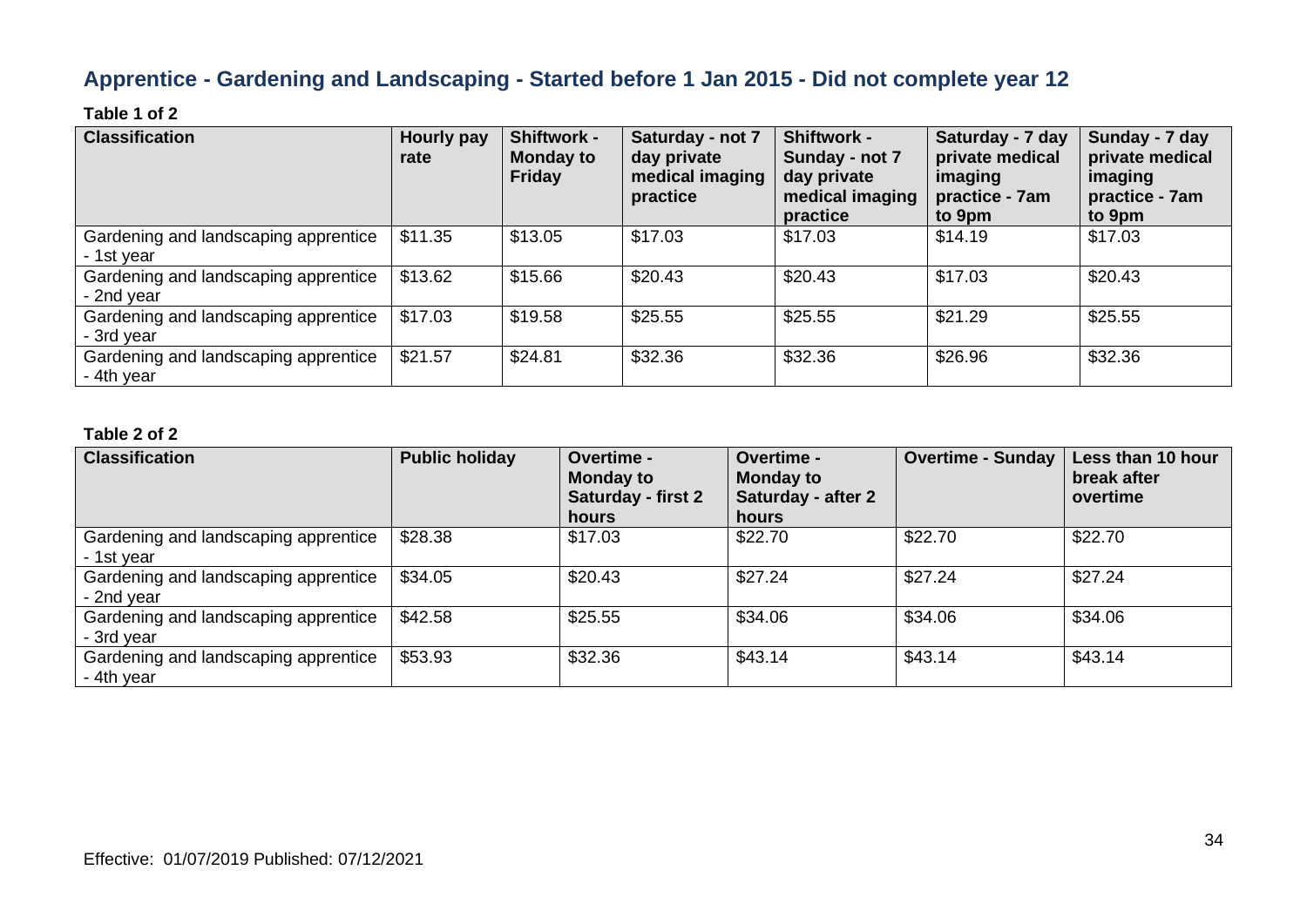## Apprentice - Gardening and Landscaping - Started before 1 Jan 2015 - Did not complete year 12

**Table 1 of 2**

| Classification | Hourly pay rate | Shiftwork - Monday to Friday | Saturday - not 7 day private medical imaging practice | Shiftwork - Sunday - not 7 day private medical imaging practice | Saturday - 7 day private medical imaging practice - 7am to 9pm | Sunday - 7 day private medical imaging practice - 7am to 9pm |
|---|---|---|---|---|---|---|
| Gardening and landscaping apprentice - 1st year | $11.35 | $13.05 | $17.03 | $17.03 | $14.19 | $17.03 |
| Gardening and landscaping apprentice - 2nd year | $13.62 | $15.66 | $20.43 | $20.43 | $17.03 | $20.43 |
| Gardening and landscaping apprentice - 3rd year | $17.03 | $19.58 | $25.55 | $25.55 | $21.29 | $25.55 |
| Gardening and landscaping apprentice - 4th year | $21.57 | $24.81 | $32.36 | $32.36 | $26.96 | $32.36 |

**Table 2 of 2**

| Classification | Public holiday | Overtime - Monday to Saturday - first 2 hours | Overtime - Monday to Saturday - after 2 hours | Overtime - Sunday | Less than 10 hour break after overtime |
|---|---|---|---|---|---|
| Gardening and landscaping apprentice - 1st year | $28.38 | $17.03 | $22.70 | $22.70 | $22.70 |
| Gardening and landscaping apprentice - 2nd year | $34.05 | $20.43 | $27.24 | $27.24 | $27.24 |
| Gardening and landscaping apprentice - 3rd year | $42.58 | $25.55 | $34.06 | $34.06 | $34.06 |
| Gardening and landscaping apprentice - 4th year | $53.93 | $32.36 | $43.14 | $43.14 | $43.14 |

Effective: 01/07/2019 Published: 07/12/2021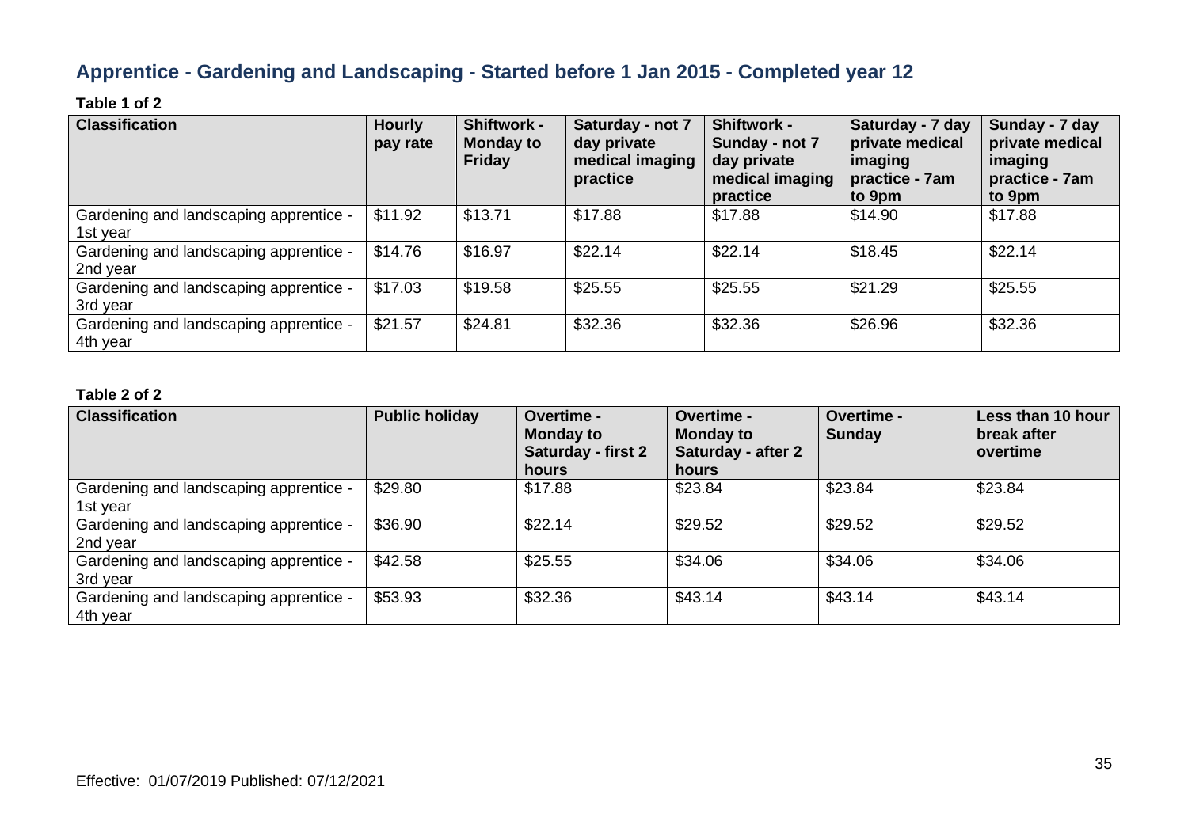## Apprentice - Gardening and Landscaping - Started before 1 Jan 2015 - Completed year 12

**Table 1 of 2**

| Classification | Hourly pay rate | Shiftwork - Monday to Friday | Saturday - not 7 day private medical imaging practice | Shiftwork - Sunday - not 7 day private medical imaging practice | Saturday - 7 day private medical imaging practice - 7am to 9pm | Sunday - 7 day private medical imaging practice - 7am to 9pm |
|---|---|---|---|---|---|---|
| Gardening and landscaping apprentice - 1st year | $11.92 | $13.71 | $17.88 | $17.88 | $14.90 | $17.88 |
| Gardening and landscaping apprentice - 2nd year | $14.76 | $16.97 | $22.14 | $22.14 | $18.45 | $22.14 |
| Gardening and landscaping apprentice - 3rd year | $17.03 | $19.58 | $25.55 | $25.55 | $21.29 | $25.55 |
| Gardening and landscaping apprentice - 4th year | $21.57 | $24.81 | $32.36 | $32.36 | $26.96 | $32.36 |

**Table 2 of 2**

| Classification | Public holiday | Overtime - Monday to Saturday - first 2 hours | Overtime - Monday to Saturday - after 2 hours | Overtime - Sunday | Less than 10 hour break after overtime |
|---|---|---|---|---|---|
| Gardening and landscaping apprentice - 1st year | $29.80 | $17.88 | $23.84 | $23.84 | $23.84 |
| Gardening and landscaping apprentice - 2nd year | $36.90 | $22.14 | $29.52 | $29.52 | $29.52 |
| Gardening and landscaping apprentice - 3rd year | $42.58 | $25.55 | $34.06 | $34.06 | $34.06 |
| Gardening and landscaping apprentice - 4th year | $53.93 | $32.36 | $43.14 | $43.14 | $43.14 |

Effective: 01/07/2019 Published: 07/12/2021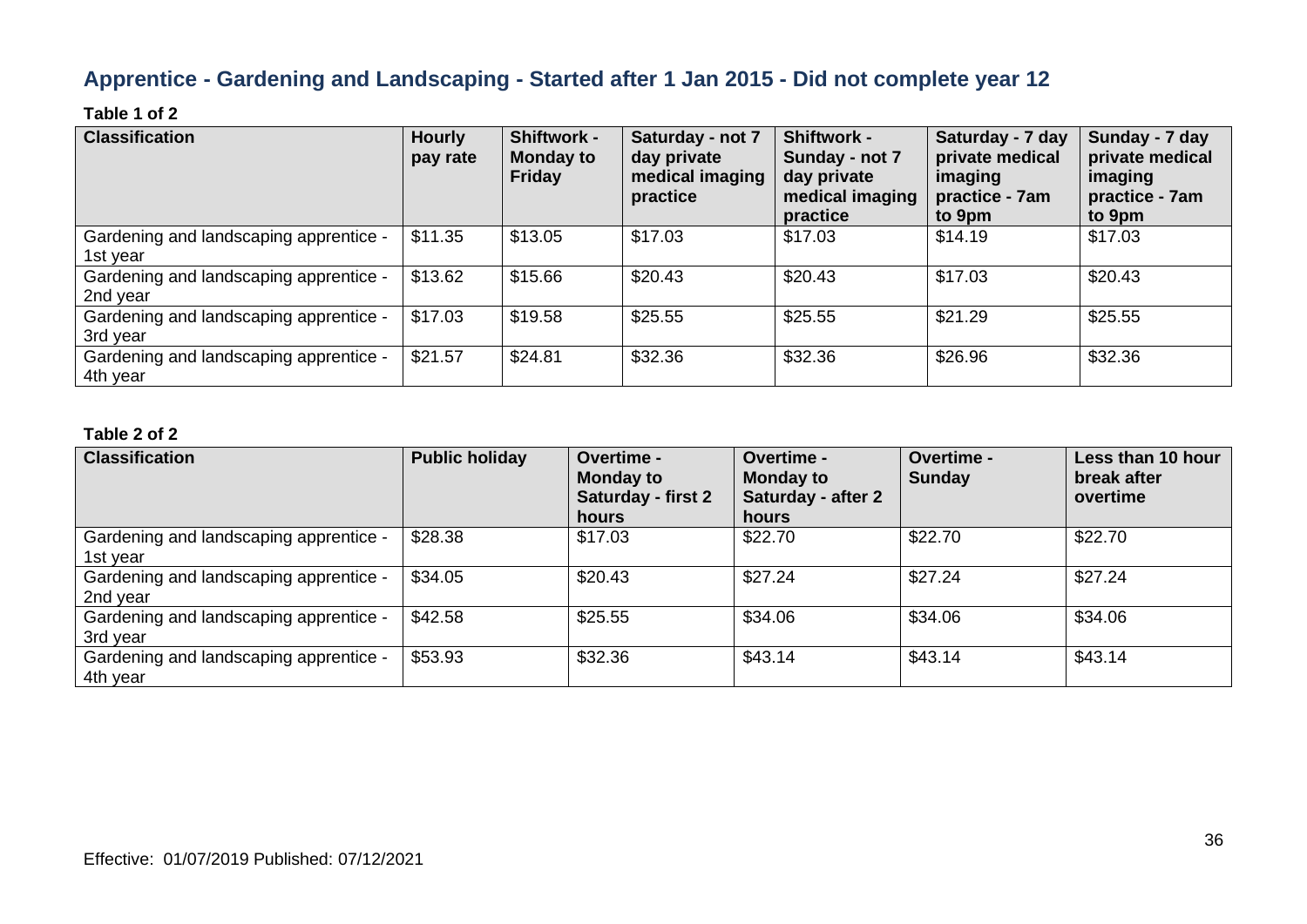## Apprentice - Gardening and Landscaping - Started after 1 Jan 2015 - Did not complete year 12

**Table 1 of 2**

| Classification | Hourly pay rate | Shiftwork - Monday to Friday | Saturday - not 7 day private medical imaging practice | Shiftwork - Sunday - not 7 day private medical imaging practice | Saturday - 7 day private medical imaging practice - 7am to 9pm | Sunday - 7 day private medical imaging practice - 7am to 9pm |
|---|---|---|---|---|---|---|
| Gardening and landscaping apprentice - 1st year | $11.35 | $13.05 | $17.03 | $17.03 | $14.19 | $17.03 |
| Gardening and landscaping apprentice - 2nd year | $13.62 | $15.66 | $20.43 | $20.43 | $17.03 | $20.43 |
| Gardening and landscaping apprentice - 3rd year | $17.03 | $19.58 | $25.55 | $25.55 | $21.29 | $25.55 |
| Gardening and landscaping apprentice - 4th year | $21.57 | $24.81 | $32.36 | $32.36 | $26.96 | $32.36 |

**Table 2 of 2**

| Classification | Public holiday | Overtime - Monday to Saturday - first 2 hours | Overtime - Monday to Saturday - after 2 hours | Overtime - Sunday | Less than 10 hour break after overtime |
|---|---|---|---|---|---|
| Gardening and landscaping apprentice - 1st year | $28.38 | $17.03 | $22.70 | $22.70 | $22.70 |
| Gardening and landscaping apprentice - 2nd year | $34.05 | $20.43 | $27.24 | $27.24 | $27.24 |
| Gardening and landscaping apprentice - 3rd year | $42.58 | $25.55 | $34.06 | $34.06 | $34.06 |
| Gardening and landscaping apprentice - 4th year | $53.93 | $32.36 | $43.14 | $43.14 | $43.14 |

Effective: 01/07/2019 Published: 07/12/2021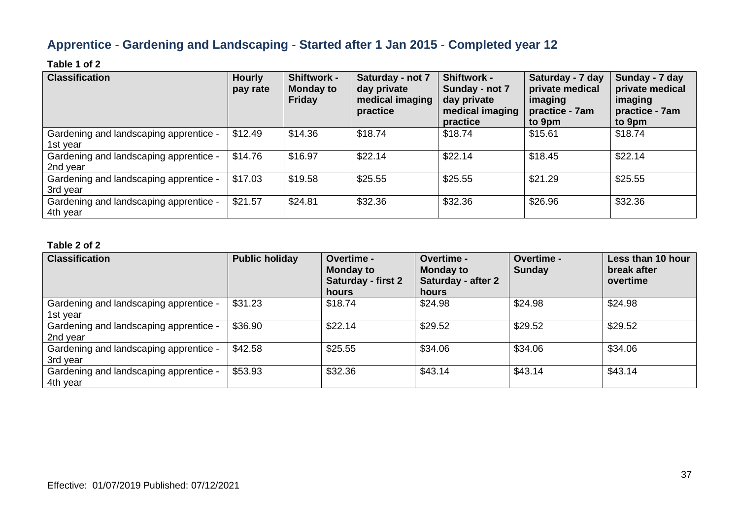## Apprentice - Gardening and Landscaping - Started after 1 Jan 2015 - Completed year 12

**Table 1 of 2**

| Classification | Hourly pay rate | Shiftwork - Monday to Friday | Saturday - not 7 day private medical imaging practice | Shiftwork - Sunday - not 7 day private medical imaging practice | Saturday - 7 day private medical imaging practice - 7am to 9pm | Sunday - 7 day private medical imaging practice - 7am to 9pm |
|---|---|---|---|---|---|---|
| Gardening and landscaping apprentice - 1st year | $12.49 | $14.36 | $18.74 | $18.74 | $15.61 | $18.74 |
| Gardening and landscaping apprentice - 2nd year | $14.76 | $16.97 | $22.14 | $22.14 | $18.45 | $22.14 |
| Gardening and landscaping apprentice - 3rd year | $17.03 | $19.58 | $25.55 | $25.55 | $21.29 | $25.55 |
| Gardening and landscaping apprentice - 4th year | $21.57 | $24.81 | $32.36 | $32.36 | $26.96 | $32.36 |

**Table 2 of 2**

| Classification | Public holiday | Overtime - Monday to Saturday - first 2 hours | Overtime - Monday to Saturday - after 2 hours | Overtime - Sunday | Less than 10 hour break after overtime |
|---|---|---|---|---|---|
| Gardening and landscaping apprentice - 1st year | $31.23 | $18.74 | $24.98 | $24.98 | $24.98 |
| Gardening and landscaping apprentice - 2nd year | $36.90 | $22.14 | $29.52 | $29.52 | $29.52 |
| Gardening and landscaping apprentice - 3rd year | $42.58 | $25.55 | $34.06 | $34.06 | $34.06 |
| Gardening and landscaping apprentice - 4th year | $53.93 | $32.36 | $43.14 | $43.14 | $43.14 |

Effective: 01/07/2019 Published: 07/12/2021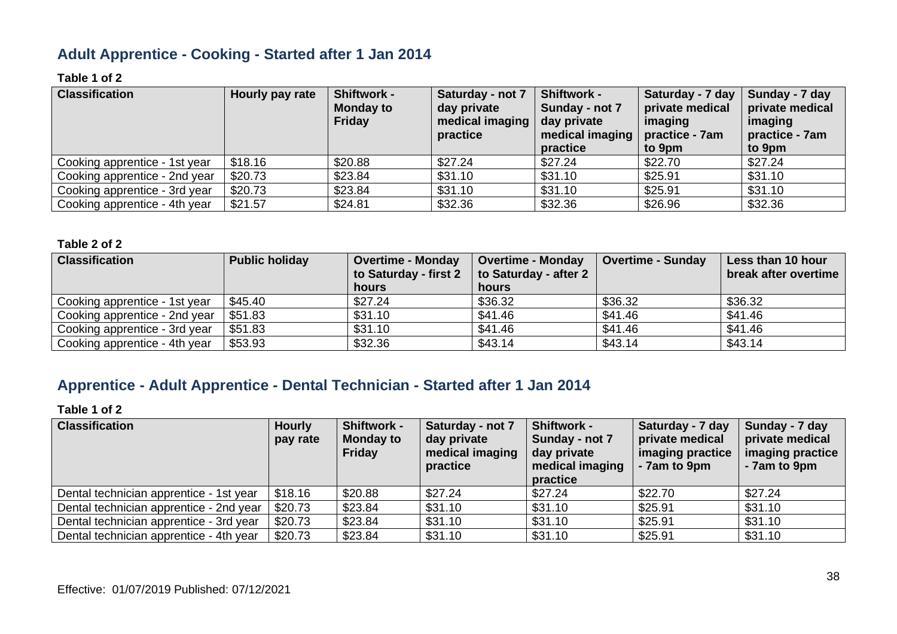## Adult Apprentice - Cooking - Started after 1 Jan 2014

**Table 1 of 2**

| Classification | Hourly pay rate | Shiftwork - Monday to Friday | Saturday - not 7 day private medical imaging practice | Shiftwork - Sunday - not 7 day private medical imaging practice | Saturday - 7 day private medical imaging practice - 7am to 9pm | Sunday - 7 day private medical imaging practice - 7am to 9pm |
|---|---|---|---|---|---|---|
| Cooking apprentice - 1st year | $18.16 | $20.88 | $27.24 | $27.24 | $22.70 | $27.24 |
| Cooking apprentice - 2nd year | $20.73 | $23.84 | $31.10 | $31.10 | $25.91 | $31.10 |
| Cooking apprentice - 3rd year | $20.73 | $23.84 | $31.10 | $31.10 | $25.91 | $31.10 |
| Cooking apprentice - 4th year | $21.57 | $24.81 | $32.36 | $32.36 | $26.96 | $32.36 |

**Table 2 of 2**

| Classification | Public holiday | Overtime - Monday to Saturday - first 2 hours | Overtime - Monday to Saturday - after 2 hours | Overtime - Sunday | Less than 10 hour break after overtime |
|---|---|---|---|---|---|
| Cooking apprentice - 1st year | $45.40 | $27.24 | $36.32 | $36.32 | $36.32 |
| Cooking apprentice - 2nd year | $51.83 | $31.10 | $41.46 | $41.46 | $41.46 |
| Cooking apprentice - 3rd year | $51.83 | $31.10 | $41.46 | $41.46 | $41.46 |
| Cooking apprentice - 4th year | $53.93 | $32.36 | $43.14 | $43.14 | $43.14 |

## Apprentice - Adult Apprentice - Dental Technician - Started after 1 Jan 2014

**Table 1 of 2**

| Classification | Hourly pay rate | Shiftwork - Monday to Friday | Saturday - not 7 day private medical imaging practice | Shiftwork - Sunday - not 7 day private medical imaging practice | Saturday - 7 day private medical imaging practice - 7am to 9pm | Sunday - 7 day private medical imaging practice - 7am to 9pm |
|---|---|---|---|---|---|---|
| Dental technician apprentice - 1st year | $18.16 | $20.88 | $27.24 | $27.24 | $22.70 | $27.24 |
| Dental technician apprentice - 2nd year | $20.73 | $23.84 | $31.10 | $31.10 | $25.91 | $31.10 |
| Dental technician apprentice - 3rd year | $20.73 | $23.84 | $31.10 | $31.10 | $25.91 | $31.10 |
| Dental technician apprentice - 4th year | $20.73 | $23.84 | $31.10 | $31.10 | $25.91 | $31.10 |

Effective: 01/07/2019 Published: 07/12/2021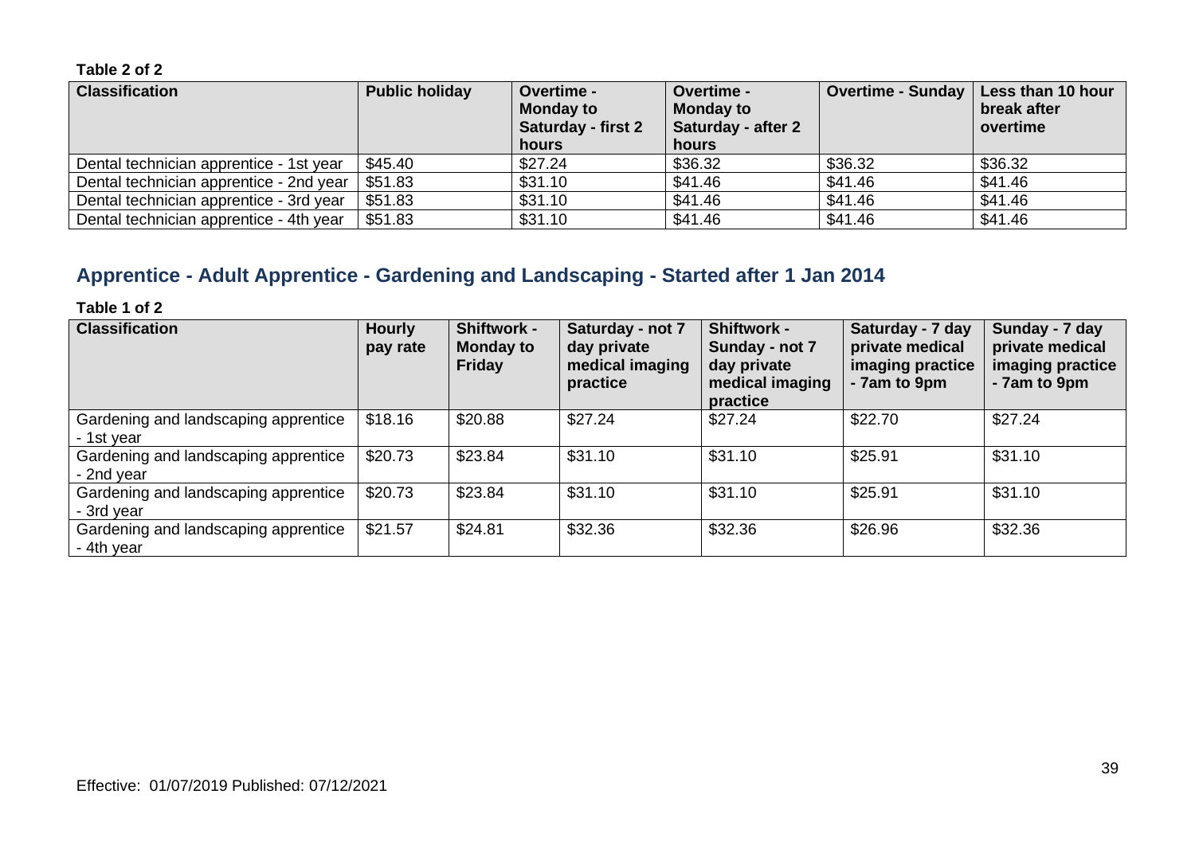**Table 2 of 2**

| Classification | Public holiday | Overtime - Monday to Saturday - first 2 hours | Overtime - Monday to Saturday - after 2 hours | Overtime - Sunday | Less than 10 hour break after overtime |
|---|---|---|---|---|---|
| Dental technician apprentice - 1st year | $45.40 | $27.24 | $36.32 | $36.32 | $36.32 |
| Dental technician apprentice - 2nd year | $51.83 | $31.10 | $41.46 | $41.46 | $41.46 |
| Dental technician apprentice - 3rd year | $51.83 | $31.10 | $41.46 | $41.46 | $41.46 |
| Dental technician apprentice - 4th year | $51.83 | $31.10 | $41.46 | $41.46 | $41.46 |

## Apprentice - Adult Apprentice - Gardening and Landscaping - Started after 1 Jan 2014

**Table 1 of 2**

| Classification | Hourly pay rate | Shiftwork - Monday to Friday | Saturday - not 7 day private medical imaging practice | Shiftwork - Sunday - not 7 day private medical imaging practice | Saturday - 7 day private medical imaging practice - 7am to 9pm | Sunday - 7 day private medical imaging practice - 7am to 9pm |
|---|---|---|---|---|---|---|
| Gardening and landscaping apprentice - 1st year | $18.16 | $20.88 | $27.24 | $27.24 | $22.70 | $27.24 |
| Gardening and landscaping apprentice - 2nd year | $20.73 | $23.84 | $31.10 | $31.10 | $25.91 | $31.10 |
| Gardening and landscaping apprentice - 3rd year | $20.73 | $23.84 | $31.10 | $31.10 | $25.91 | $31.10 |
| Gardening and landscaping apprentice - 4th year | $21.57 | $24.81 | $32.36 | $32.36 | $26.96 | $32.36 |

Effective: 01/07/2019 Published: 07/12/2021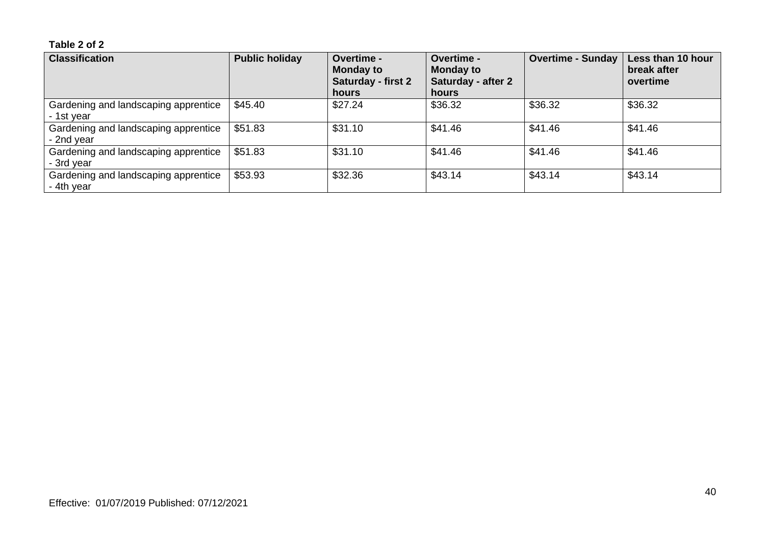**Table 2 of 2**

| Classification | Public holiday | Overtime - Monday to Saturday - first 2 hours | Overtime - Monday to Saturday - after 2 hours | Overtime - Sunday | Less than 10 hour break after overtime |
|---|---|---|---|---|---|
| Gardening and landscaping apprentice - 1st year | $45.40 | $27.24 | $36.32 | $36.32 | $36.32 |
| Gardening and landscaping apprentice - 2nd year | $51.83 | $31.10 | $41.46 | $41.46 | $41.46 |
| Gardening and landscaping apprentice - 3rd year | $51.83 | $31.10 | $41.46 | $41.46 | $41.46 |
| Gardening and landscaping apprentice - 4th year | $53.93 | $32.36 | $43.14 | $43.14 | $43.14 |

Effective: 01/07/2019 Published: 07/12/2021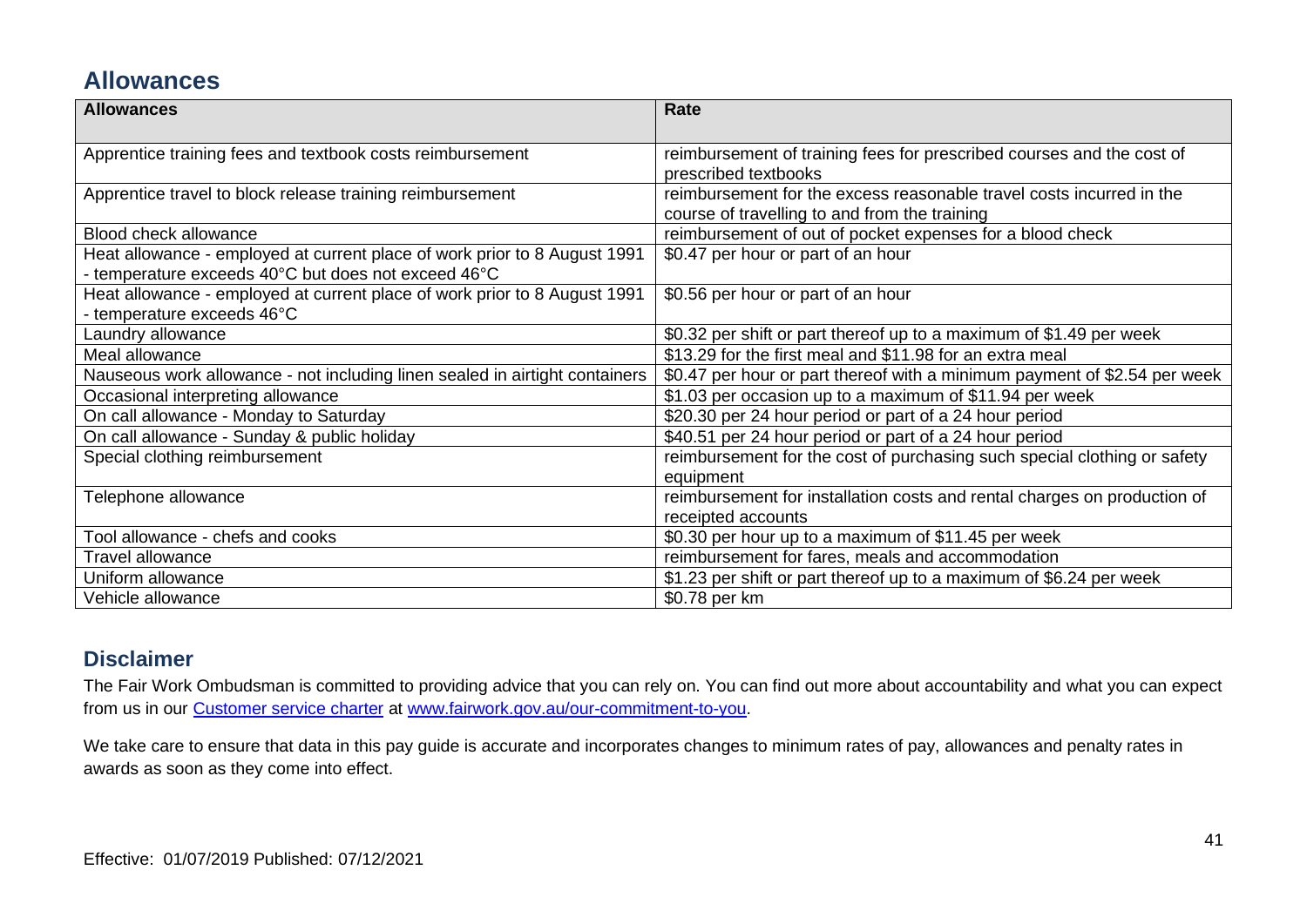## Allowances

| Allowances | Rate |
|---|---|
| Apprentice training fees and textbook costs reimbursement | reimbursement of training fees for prescribed courses and the cost of prescribed textbooks |
| Apprentice travel to block release training reimbursement | reimbursement for the excess reasonable travel costs incurred in the course of travelling to and from the training |
| Blood check allowance | reimbursement of out of pocket expenses for a blood check |
| Heat allowance - employed at current place of work prior to 8 August 1991 - temperature exceeds 40°C but does not exceed 46°C | $0.47 per hour or part of an hour |
| Heat allowance - employed at current place of work prior to 8 August 1991 - temperature exceeds 46°C | $0.56 per hour or part of an hour |
| Laundry allowance | $0.32 per shift or part thereof up to a maximum of $1.49 per week |
| Meal allowance | $13.29 for the first meal and $11.98 for an extra meal |
| Nauseous work allowance - not including linen sealed in airtight containers | $0.47 per hour or part thereof with a minimum payment of $2.54 per week |
| Occasional interpreting allowance | $1.03 per occasion up to a maximum of $11.94 per week |
| On call allowance - Monday to Saturday | $20.30 per 24 hour period or part of a 24 hour period |
| On call allowance - Sunday & public holiday | $40.51 per 24 hour period or part of a 24 hour period |
| Special clothing reimbursement | reimbursement for the cost of purchasing such special clothing or safety equipment |
| Telephone allowance | reimbursement for installation costs and rental charges on production of receipted accounts |
| Tool allowance - chefs and cooks | $0.30 per hour up to a maximum of $11.45 per week |
| Travel allowance | reimbursement for fares, meals and accommodation |
| Uniform allowance | $1.23 per shift or part thereof up to a maximum of $6.24 per week |
| Vehicle allowance | $0.78 per km |

## Disclaimer

The Fair Work Ombudsman is committed to providing advice that you can rely on. You can find out more about accountability and what you can expect from us in our [Customer service charter](www.fairwork.gov.au/our-commitment-to-you) at [www.fairwork.gov.au/our-commitment-to-you](www.fairwork.gov.au/our-commitment-to-you).

We take care to ensure that data in this pay guide is accurate and incorporates changes to minimum rates of pay, allowances and penalty rates in awards as soon as they come into effect.

Effective: 01/07/2019 Published: 07/12/2021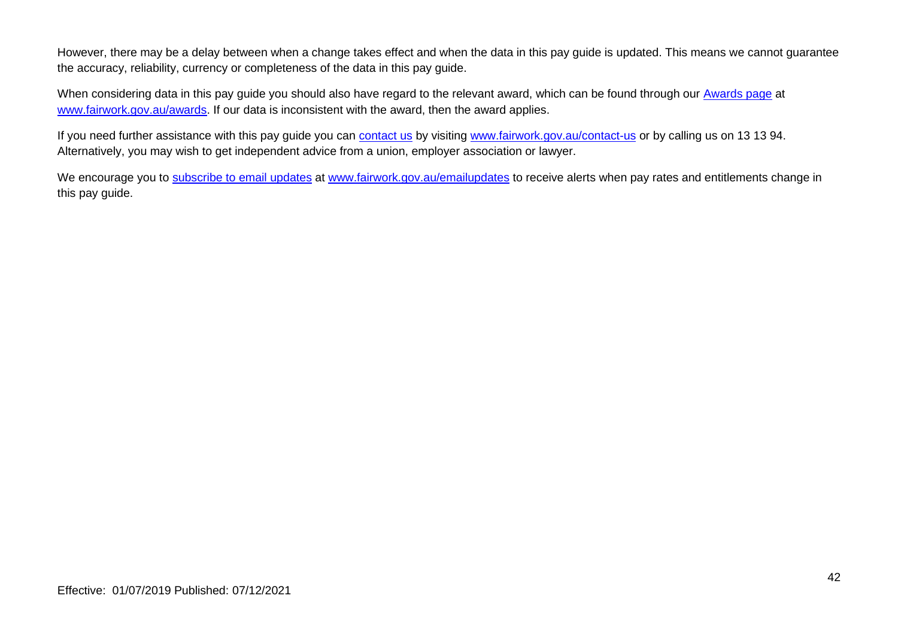However, there may be a delay between when a change takes effect and when the data in this pay guide is updated. This means we cannot guarantee the accuracy, reliability, currency or completeness of the data in this pay guide.

When considering data in this pay guide you should also have regard to the relevant award, which can be found through our [Awards page](www.fairwork.gov.au/awards) at [www.fairwork.gov.au/awards](www.fairwork.gov.au/awards). If our data is inconsistent with the award, then the award applies.

If you need further assistance with this pay guide you can [contact us](www.fairwork.gov.au/contact-us) by visiting [www.fairwork.gov.au/contact-us](www.fairwork.gov.au/contact-us) or by calling us on 13 13 94. Alternatively, you may wish to get independent advice from a union, employer association or lawyer.

We encourage you to [subscribe to email updates](www.fairwork.gov.au/emailupdates) at [www.fairwork.gov.au/emailupdates](www.fairwork.gov.au/emailupdates) to receive alerts when pay rates and entitlements change in this pay guide.